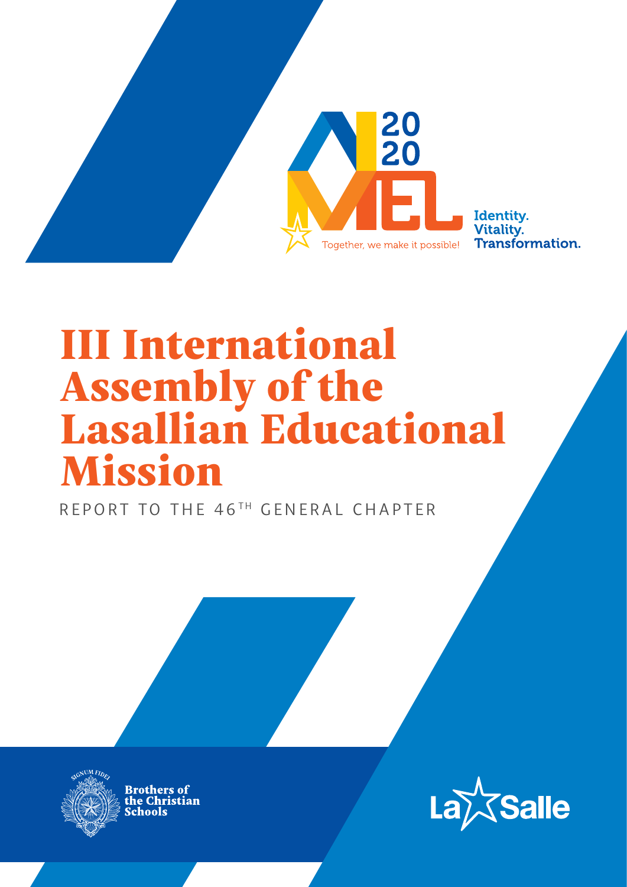2020 MEL

Together, we make it possible!

Identity.
Vitality.
Transformation.

# III International Assembly of the Lasallian Educational Mission

REPORT TO THE 46TH GENERAL CHAPTER

SIGNUM FIDEI

Brothers of the Christian Schools

La Salle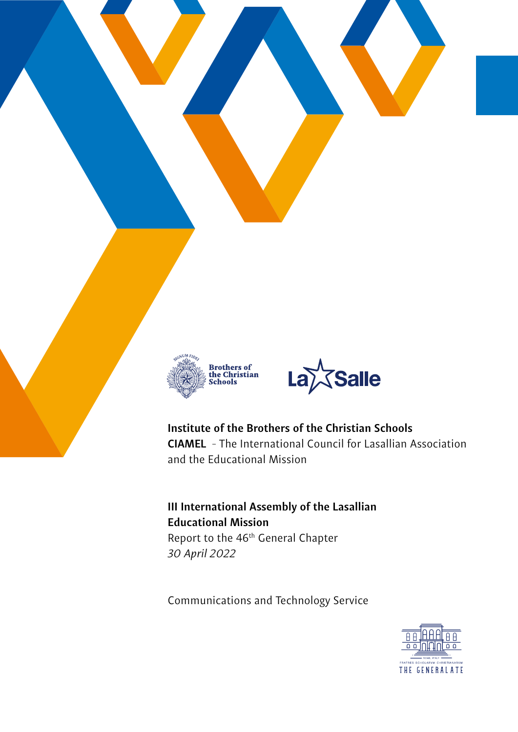Brothers of the Christian Schools

La Salle

**Institute of the Brothers of the Christian Schools**
**CIAMEL** - The International Council for Lasallian Association and the Educational Mission

**III International Assembly of the Lasallian Educational Mission**
Report to the 46th General Chapter
*30 April 2022*

Communications and Technology Service

FRATRES SCHOLARVM CHRISTIANARVM
THE GENERALATE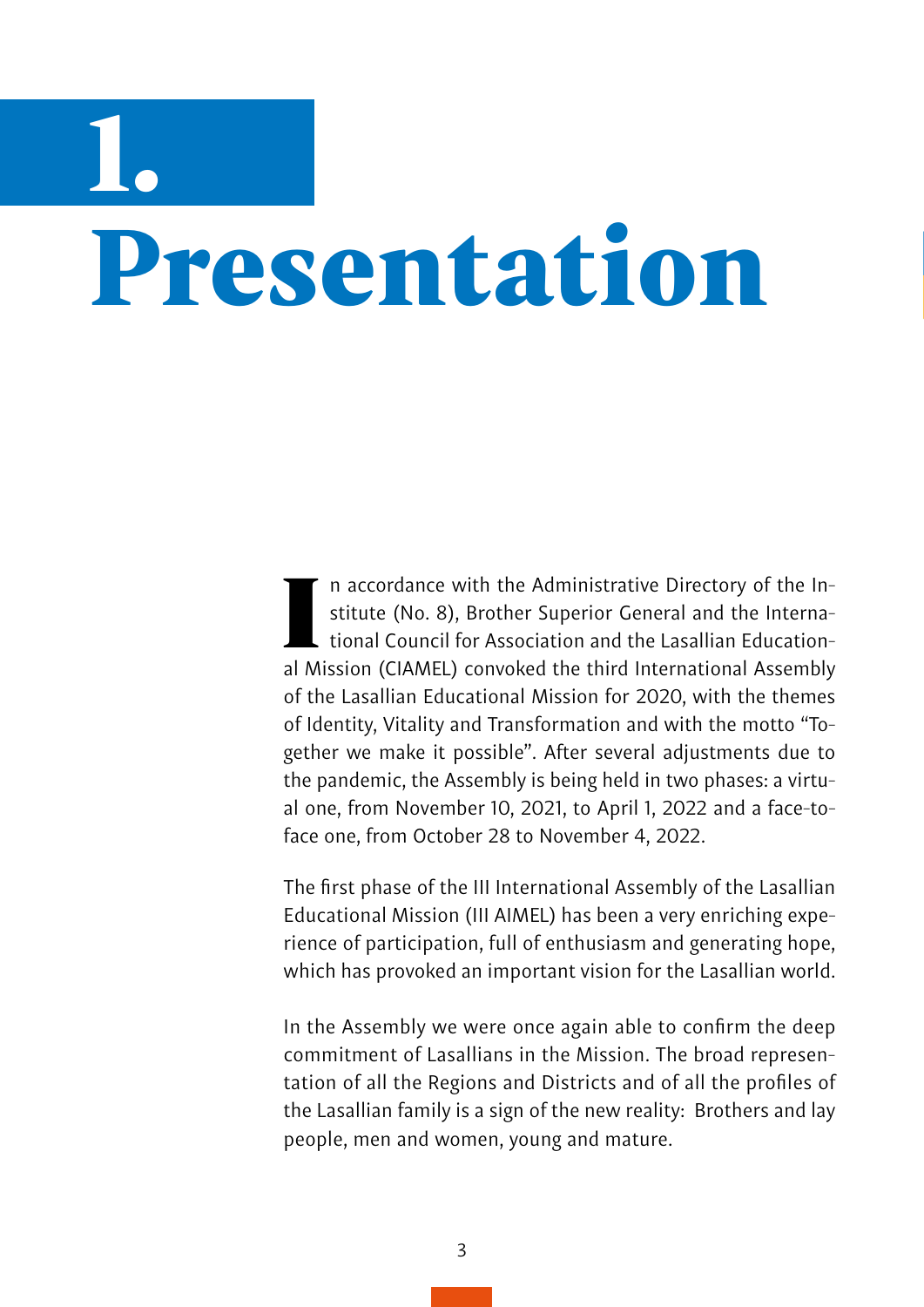# 1. Presentation

In accordance with the Administrative Directory of the Institute (No. 8), Brother Superior General and the International Council for Association and the Lasallian Educational Mission (CIAMEL) convoked the third International Assembly of the Lasallian Educational Mission for 2020, with the themes of Identity, Vitality and Transformation and with the motto "Together we make it possible". After several adjustments due to the pandemic, the Assembly is being held in two phases: a virtual one, from November 10, 2021, to April 1, 2022 and a face-to-face one, from October 28 to November 4, 2022.

The first phase of the III International Assembly of the Lasallian Educational Mission (III AIMEL) has been a very enriching experience of participation, full of enthusiasm and generating hope, which has provoked an important vision for the Lasallian world.

In the Assembly we were once again able to confirm the deep commitment of Lasallians in the Mission. The broad representation of all the Regions and Districts and of all the profiles of the Lasallian family is a sign of the new reality: Brothers and lay people, men and women, young and mature.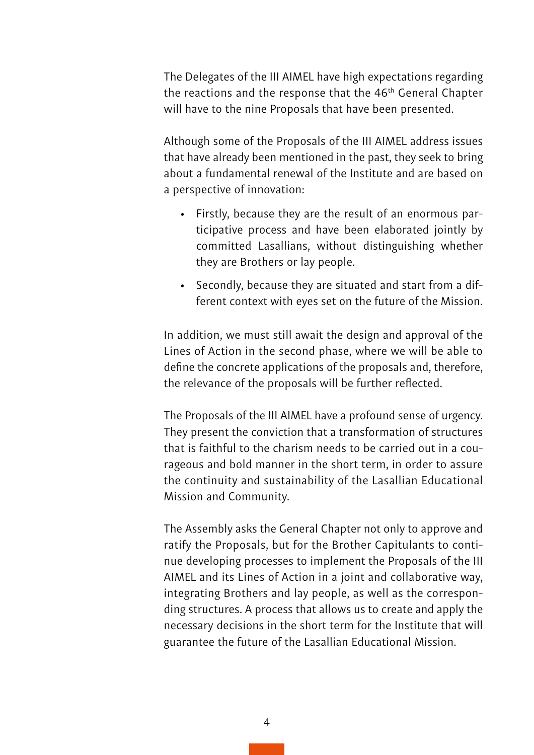The Delegates of the III AIMEL have high expectations regarding the reactions and the response that the 46th General Chapter will have to the nine Proposals that have been presented.

Although some of the Proposals of the III AIMEL address issues that have already been mentioned in the past, they seek to bring about a fundamental renewal of the Institute and are based on a perspective of innovation:

- Firstly, because they are the result of an enormous participative process and have been elaborated jointly by committed Lasallians, without distinguishing whether they are Brothers or lay people.
- Secondly, because they are situated and start from a different context with eyes set on the future of the Mission.

In addition, we must still await the design and approval of the Lines of Action in the second phase, where we will be able to define the concrete applications of the proposals and, therefore, the relevance of the proposals will be further reflected.

The Proposals of the III AIMEL have a profound sense of urgency. They present the conviction that a transformation of structures that is faithful to the charism needs to be carried out in a courageous and bold manner in the short term, in order to assure the continuity and sustainability of the Lasallian Educational Mission and Community.

The Assembly asks the General Chapter not only to approve and ratify the Proposals, but for the Brother Capitulants to continue developing processes to implement the Proposals of the III AIMEL and its Lines of Action in a joint and collaborative way, integrating Brothers and lay people, as well as the corresponding structures. A process that allows us to create and apply the necessary decisions in the short term for the Institute that will guarantee the future of the Lasallian Educational Mission.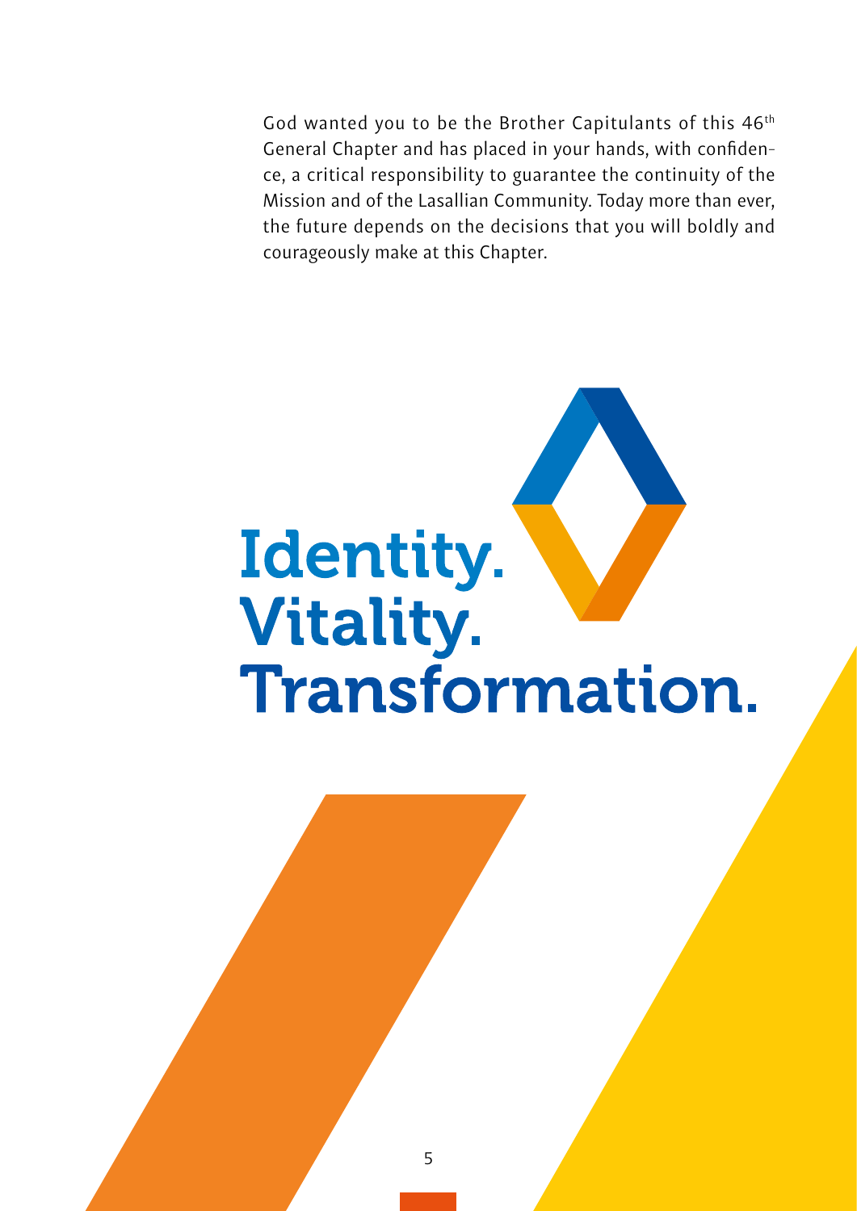God wanted you to be the Brother Capitulants of this 46th General Chapter and has placed in your hands, with confidence, a critical responsibility to guarantee the continuity of the Mission and of the Lasallian Community. Today more than ever, the future depends on the decisions that you will boldly and courageously make at this Chapter.

# Identity. Vitality. Transformation.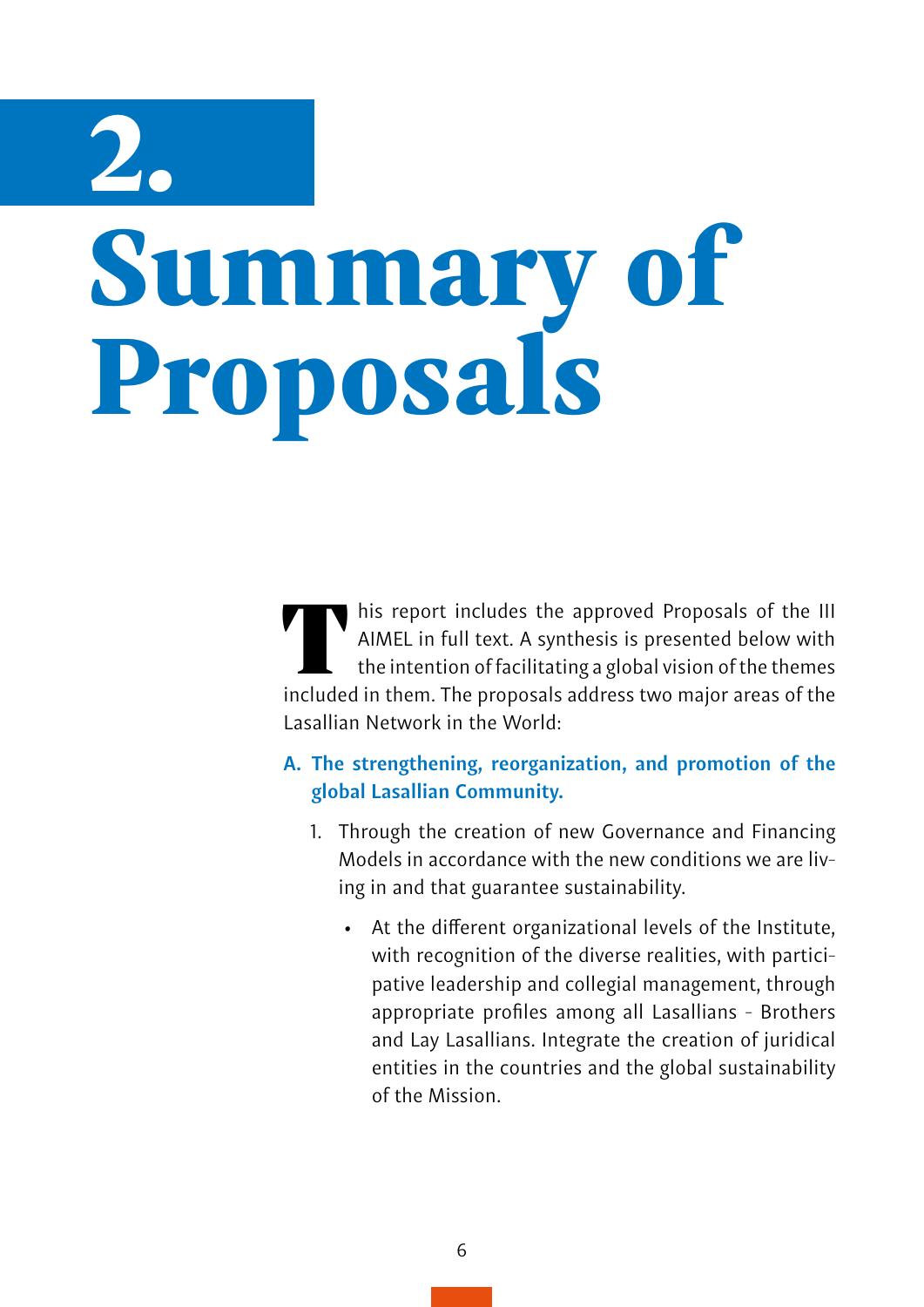# 2. Summary of Proposals

This report includes the approved Proposals of the III AIMEL in full text. A synthesis is presented below with the intention of facilitating a global vision of the themes included in them. The proposals address two major areas of the Lasallian Network in the World:

**A. The strengthening, reorganization, and promotion of the global Lasallian Community.**

1. Through the creation of new Governance and Financing Models in accordance with the new conditions we are living in and that guarantee sustainability.

    - At the different organizational levels of the Institute, with recognition of the diverse realities, with participative leadership and collegial management, through appropriate profiles among all Lasallians - Brothers and Lay Lasallians. Integrate the creation of juridical entities in the countries and the global sustainability of the Mission.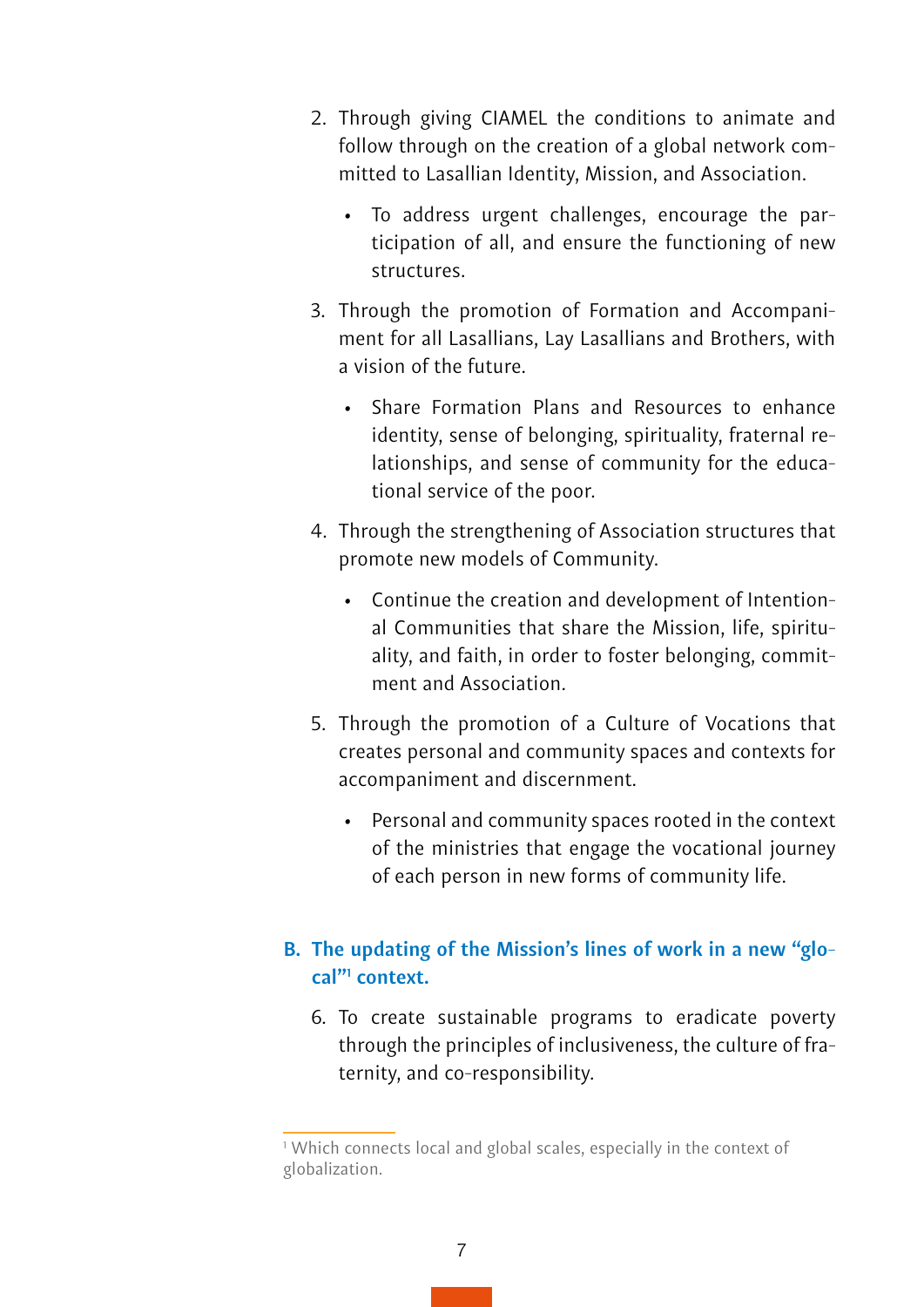2. Through giving CIAMEL the conditions to animate and follow through on the creation of a global network committed to Lasallian Identity, Mission, and Association.

    - To address urgent challenges, encourage the participation of all, and ensure the functioning of new structures.

3. Through the promotion of Formation and Accompaniment for all Lasallians, Lay Lasallians and Brothers, with a vision of the future.

    - Share Formation Plans and Resources to enhance identity, sense of belonging, spirituality, fraternal relationships, and sense of community for the educational service of the poor.

4. Through the strengthening of Association structures that promote new models of Community.

    - Continue the creation and development of Intentional Communities that share the Mission, life, spirituality, and faith, in order to foster belonging, commitment and Association.

5. Through the promotion of a Culture of Vocations that creates personal and community spaces and contexts for accompaniment and discernment.

    - Personal and community spaces rooted in the context of the ministries that engage the vocational journey of each person in new forms of community life.

### B. The updating of the Mission's lines of work in a new "glocal"[1] context.

6. To create sustainable programs to eradicate poverty through the principles of inclusiveness, the culture of fraternity, and co-responsibility.

[1] Which connects local and global scales, especially in the context of globalization.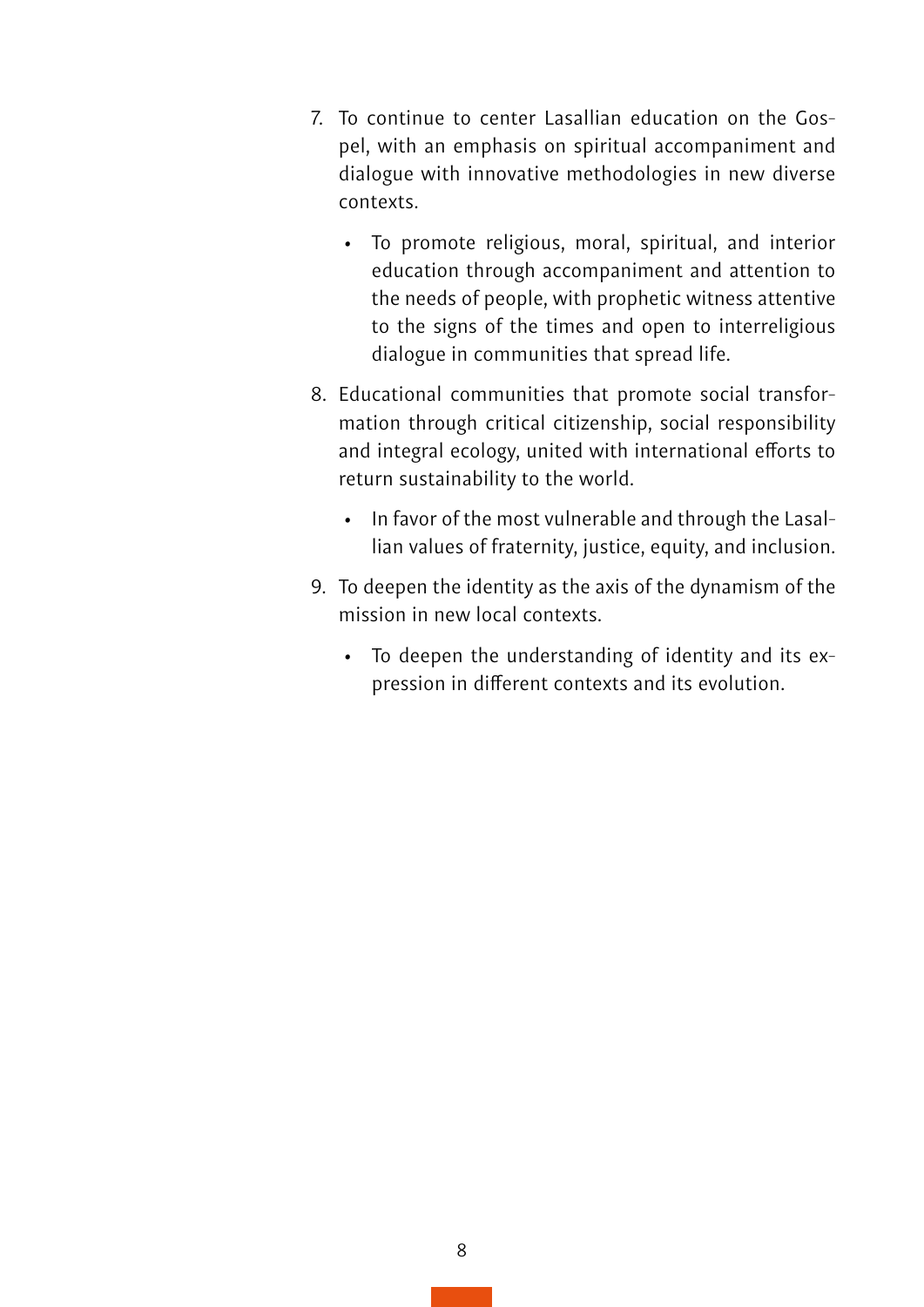7. To continue to center Lasallian education on the Gospel, with an emphasis on spiritual accompaniment and dialogue with innovative methodologies in new diverse contexts.

    - To promote religious, moral, spiritual, and interior education through accompaniment and attention to the needs of people, with prophetic witness attentive to the signs of the times and open to interreligious dialogue in communities that spread life.

8. Educational communities that promote social transformation through critical citizenship, social responsibility and integral ecology, united with international efforts to return sustainability to the world.

    - In favor of the most vulnerable and through the Lasallian values of fraternity, justice, equity, and inclusion.

9. To deepen the identity as the axis of the dynamism of the mission in new local contexts.

    - To deepen the understanding of identity and its expression in different contexts and its evolution.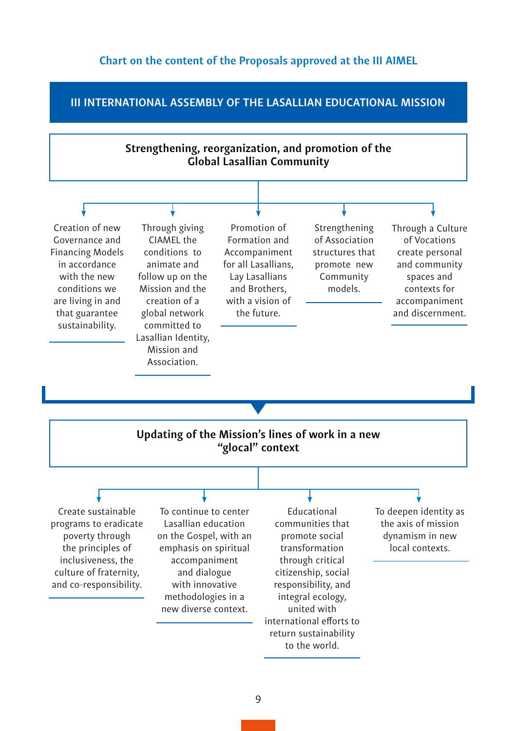### Chart on the content of the Proposals approved at the III AIMEL

## III INTERNATIONAL ASSEMBLY OF THE LASALLIAN EDUCATIONAL MISSION

### Strengthening, reorganization, and promotion of the Global Lasallian Community

- Creation of new Governance and Financing Models in accordance with the new conditions we are living in and that guarantee sustainability.
- Through giving CIAMEL the conditions to animate and follow up on the Mission and the creation of a global network committed to Lasallian Identity, Mission and Association.
- Promotion of Formation and Accompaniment for all Lasallians, Lay Lasallians and Brothers, with a vision of the future.
- Strengthening of Association structures that promote new Community models.
- Through a Culture of Vocations create personal and community spaces and contexts for accompaniment and discernment.

### Updating of the Mission's lines of work in a new "glocal" context

- Create sustainable programs to eradicate poverty through the principles of inclusiveness, the culture of fraternity, and co-responsibility.
- To continue to center Lasallian education on the Gospel, with an emphasis on spiritual accompaniment and dialogue with innovative methodologies in a new diverse context.
- Educational communities that promote social transformation through critical citizenship, social responsibility, and integral ecology, united with international efforts to return sustainability to the world.
- To deepen identity as the axis of mission dynamism in new local contexts.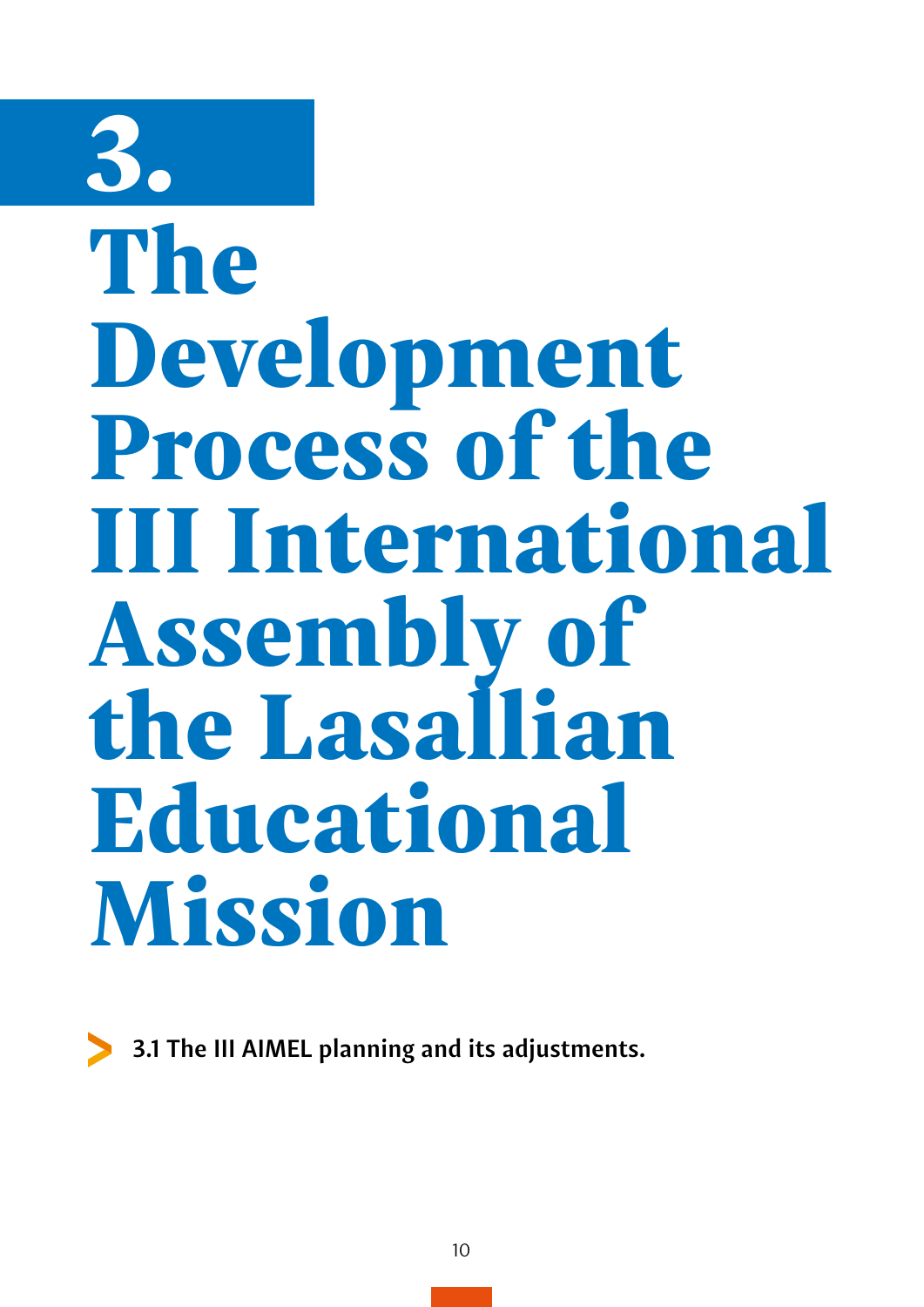# 3. The Development Process of the III International Assembly of the Lasallian Educational Mission

- 3.1 The III AIMEL planning and its adjustments.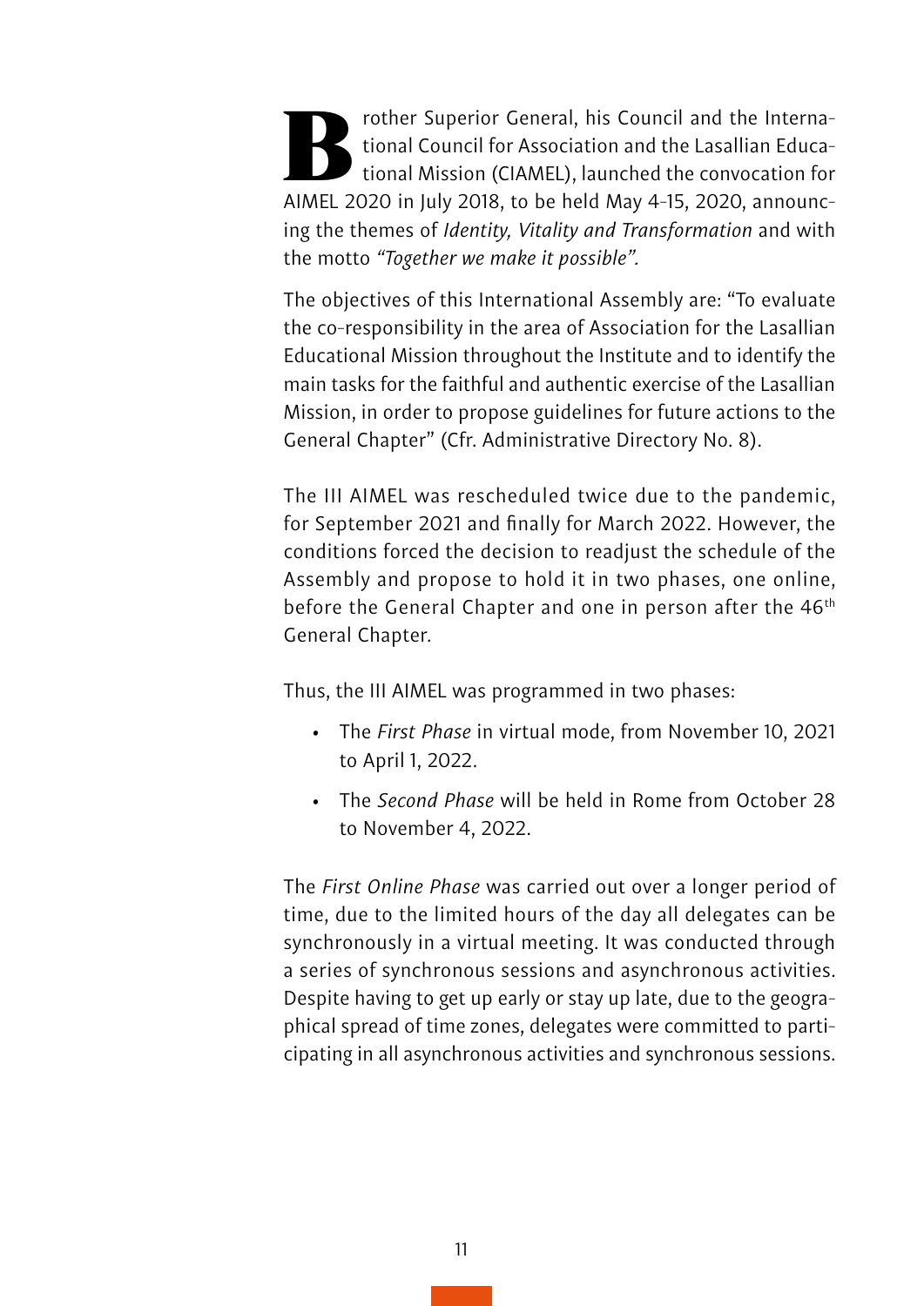Brother Superior General, his Council and the International Council for Association and the Lasallian Educational Mission (CIAMEL), launched the convocation for AIMEL 2020 in July 2018, to be held May 4-15, 2020, announcing the themes of *Identity, Vitality and Transformation* and with the motto *"Together we make it possible".*

The objectives of this International Assembly are: "To evaluate the co-responsibility in the area of Association for the Lasallian Educational Mission throughout the Institute and to identify the main tasks for the faithful and authentic exercise of the Lasallian Mission, in order to propose guidelines for future actions to the General Chapter" (Cfr. Administrative Directory No. 8).

The III AIMEL was rescheduled twice due to the pandemic, for September 2021 and finally for March 2022. However, the conditions forced the decision to readjust the schedule of the Assembly and propose to hold it in two phases, one online, before the General Chapter and one in person after the 46th General Chapter.

Thus, the III AIMEL was programmed in two phases:

- The *First Phase* in virtual mode, from November 10, 2021 to April 1, 2022.
- The *Second Phase* will be held in Rome from October 28 to November 4, 2022.

The *First Online Phase* was carried out over a longer period of time, due to the limited hours of the day all delegates can be synchronously in a virtual meeting. It was conducted through a series of synchronous sessions and asynchronous activities. Despite having to get up early or stay up late, due to the geographical spread of time zones, delegates were committed to participating in all asynchronous activities and synchronous sessions.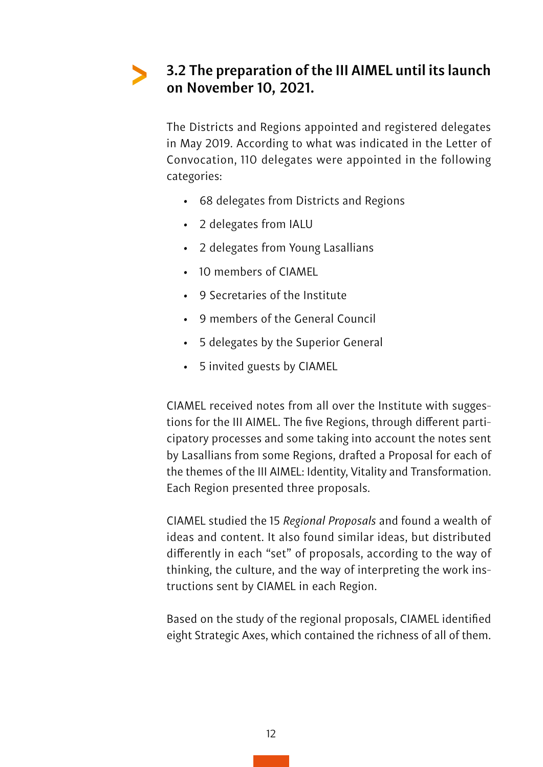## 3.2 The preparation of the III AIMEL until its launch on November 10, 2021.

The Districts and Regions appointed and registered delegates in May 2019. According to what was indicated in the Letter of Convocation, 110 delegates were appointed in the following categories:

- 68 delegates from Districts and Regions
- 2 delegates from IALU
- 2 delegates from Young Lasallians
- 10 members of CIAMEL
- 9 Secretaries of the Institute
- 9 members of the General Council
- 5 delegates by the Superior General
- 5 invited guests by CIAMEL

CIAMEL received notes from all over the Institute with suggestions for the III AIMEL. The five Regions, through different participatory processes and some taking into account the notes sent by Lasallians from some Regions, drafted a Proposal for each of the themes of the III AIMEL: Identity, Vitality and Transformation. Each Region presented three proposals.

CIAMEL studied the 15 *Regional Proposals* and found a wealth of ideas and content. It also found similar ideas, but distributed differently in each "set" of proposals, according to the way of thinking, the culture, and the way of interpreting the work instructions sent by CIAMEL in each Region.

Based on the study of the regional proposals, CIAMEL identified eight Strategic Axes, which contained the richness of all of them.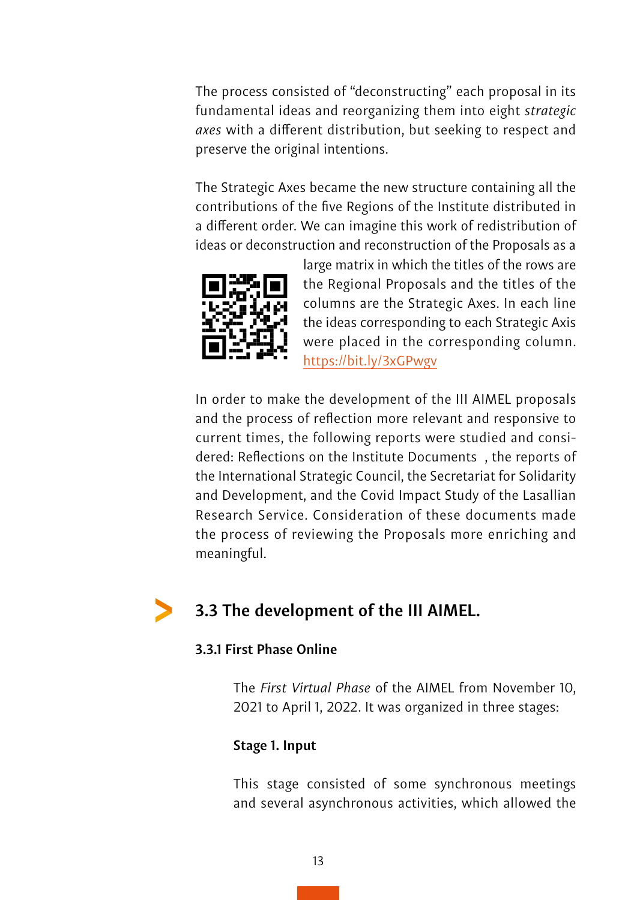The process consisted of "deconstructing" each proposal in its fundamental ideas and reorganizing them into eight *strategic axes* with a different distribution, but seeking to respect and preserve the original intentions.

The Strategic Axes became the new structure containing all the contributions of the five Regions of the Institute distributed in a different order. We can imagine this work of redistribution of ideas or deconstruction and reconstruction of the Proposals as a large matrix in which the titles of the rows are the Regional Proposals and the titles of the columns are the Strategic Axes. In each line the ideas corresponding to each Strategic Axis were placed in the corresponding column. https://bit.ly/3xGPwgv

In order to make the development of the III AIMEL proposals and the process of reflection more relevant and responsive to current times, the following reports were studied and considered: Reflections on the Institute Documents , the reports of the International Strategic Council, the Secretariat for Solidarity and Development, and the Covid Impact Study of the Lasallian Research Service. Consideration of these documents made the process of reviewing the Proposals more enriching and meaningful.

## 3.3 The development of the III AIMEL.

### 3.3.1 First Phase Online

The *First Virtual Phase* of the AIMEL from November 10, 2021 to April 1, 2022. It was organized in three stages:

**Stage 1. Input**

This stage consisted of some synchronous meetings and several asynchronous activities, which allowed the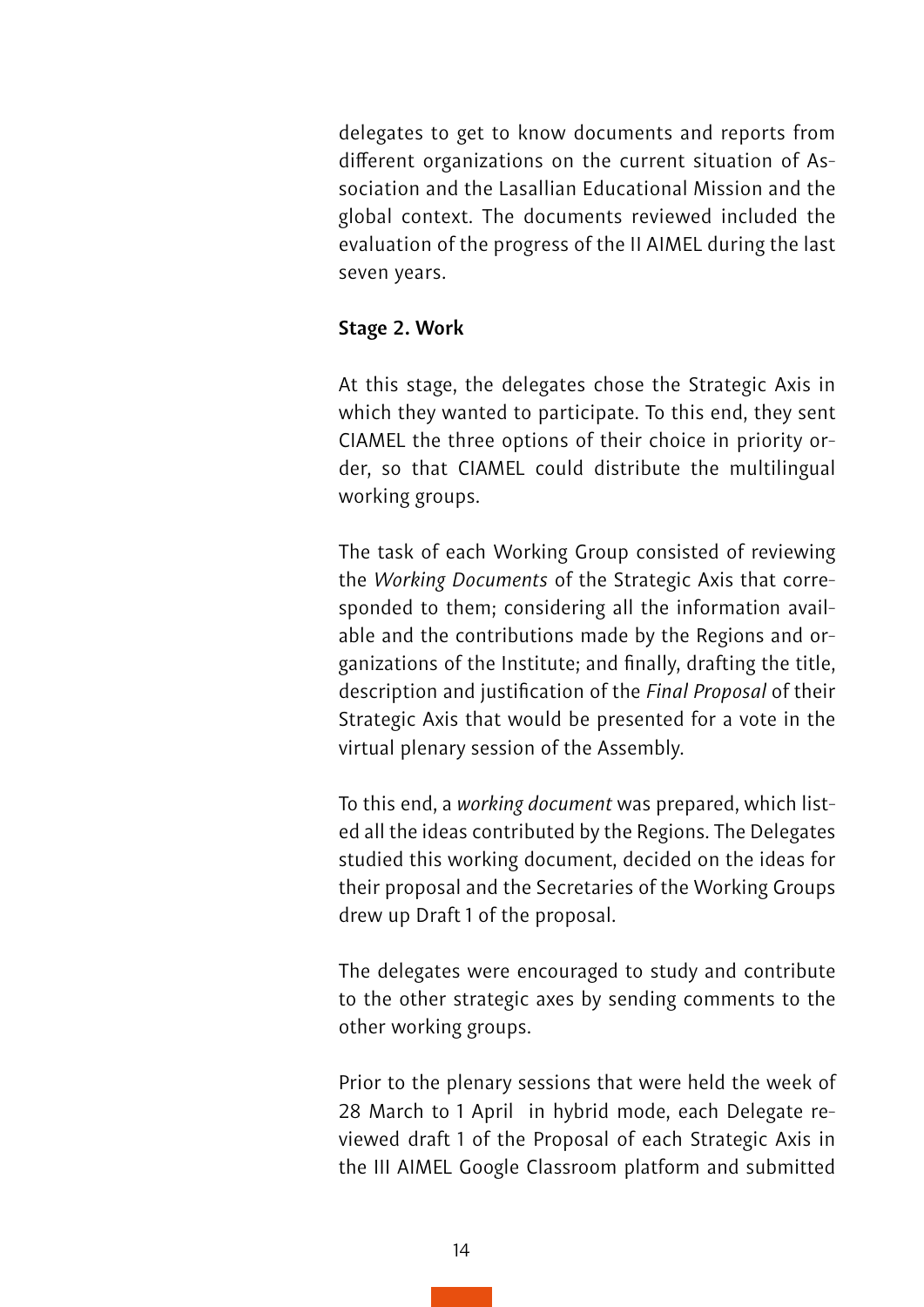delegates to get to know documents and reports from different organizations on the current situation of Association and the Lasallian Educational Mission and the global context. The documents reviewed included the evaluation of the progress of the II AIMEL during the last seven years.

**Stage 2. Work**

At this stage, the delegates chose the Strategic Axis in which they wanted to participate. To this end, they sent CIAMEL the three options of their choice in priority order, so that CIAMEL could distribute the multilingual working groups.

The task of each Working Group consisted of reviewing the *Working Documents* of the Strategic Axis that corresponded to them; considering all the information available and the contributions made by the Regions and organizations of the Institute; and finally, drafting the title, description and justification of the *Final Proposal* of their Strategic Axis that would be presented for a vote in the virtual plenary session of the Assembly.

To this end, a *working document* was prepared, which listed all the ideas contributed by the Regions. The Delegates studied this working document, decided on the ideas for their proposal and the Secretaries of the Working Groups drew up Draft 1 of the proposal.

The delegates were encouraged to study and contribute to the other strategic axes by sending comments to the other working groups.

Prior to the plenary sessions that were held the week of 28 March to 1 April in hybrid mode, each Delegate reviewed draft 1 of the Proposal of each Strategic Axis in the III AIMEL Google Classroom platform and submitted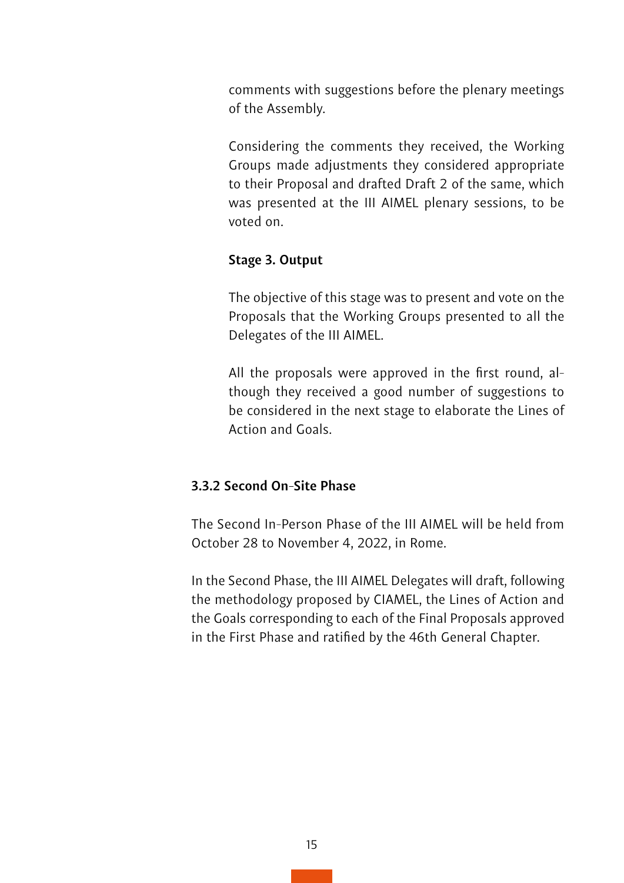comments with suggestions before the plenary meetings of the Assembly.

Considering the comments they received, the Working Groups made adjustments they considered appropriate to their Proposal and drafted Draft 2 of the same, which was presented at the III AIMEL plenary sessions, to be voted on.

**Stage 3. Output**

The objective of this stage was to present and vote on the Proposals that the Working Groups presented to all the Delegates of the III AIMEL.

All the proposals were approved in the first round, although they received a good number of suggestions to be considered in the next stage to elaborate the Lines of Action and Goals.

### 3.3.2 Second On-Site Phase

The Second In-Person Phase of the III AIMEL will be held from October 28 to November 4, 2022, in Rome.

In the Second Phase, the III AIMEL Delegates will draft, following the methodology proposed by CIAMEL, the Lines of Action and the Goals corresponding to each of the Final Proposals approved in the First Phase and ratified by the 46th General Chapter.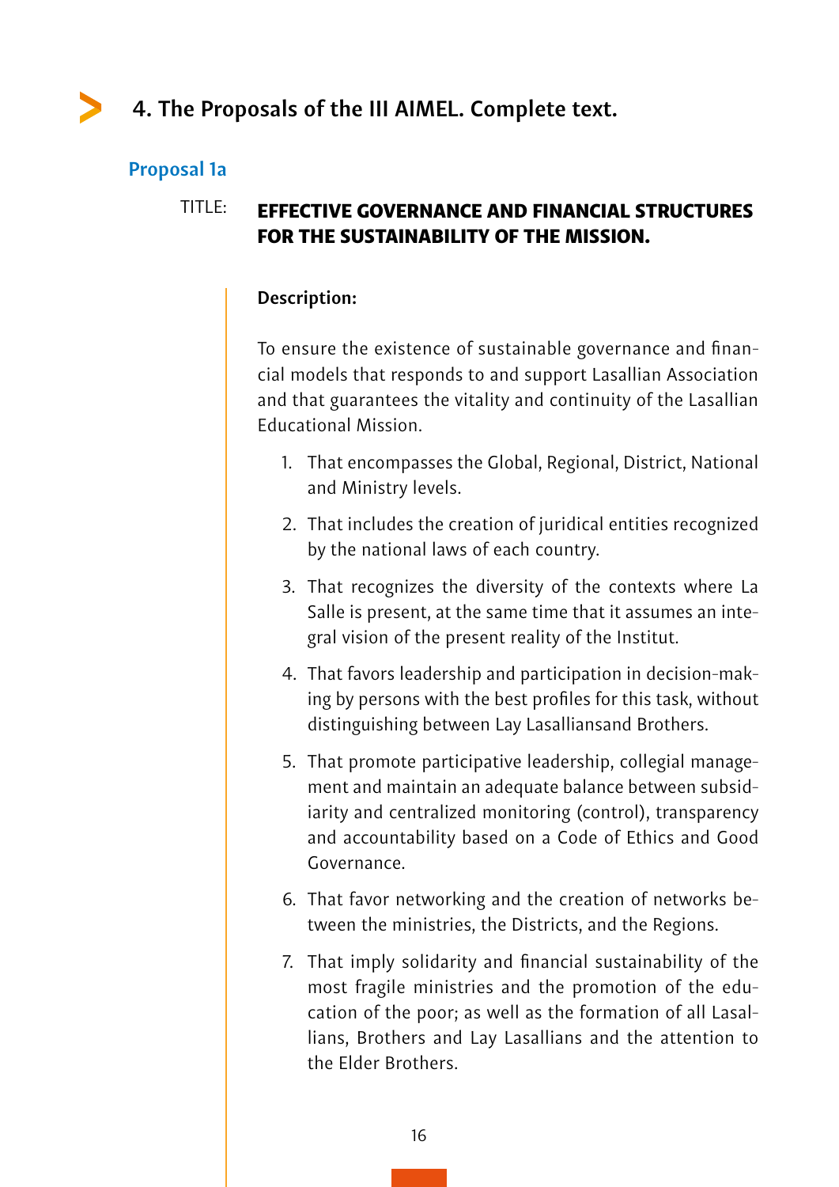## 4. The Proposals of the III AIMEL. Complete text.

### Proposal 1a

TITLE: **EFFECTIVE GOVERNANCE AND FINANCIAL STRUCTURES FOR THE SUSTAINABILITY OF THE MISSION.**

**Description:**

To ensure the existence of sustainable governance and financial models that responds to and support Lasallian Association and that guarantees the vitality and continuity of the Lasallian Educational Mission.

1. That encompasses the Global, Regional, District, National and Ministry levels.
2. That includes the creation of juridical entities recognized by the national laws of each country.
3. That recognizes the diversity of the contexts where La Salle is present, at the same time that it assumes an integral vision of the present reality of the Institut.
4. That favors leadership and participation in decision-making by persons with the best profiles for this task, without distinguishing between Lay Lasalliansand Brothers.
5. That promote participative leadership, collegial management and maintain an adequate balance between subsidiarity and centralized monitoring (control), transparency and accountability based on a Code of Ethics and Good Governance.
6. That favor networking and the creation of networks between the ministries, the Districts, and the Regions.
7. That imply solidarity and financial sustainability of the most fragile ministries and the promotion of the education of the poor; as well as the formation of all Lasallians, Brothers and Lay Lasallians and the attention to the Elder Brothers.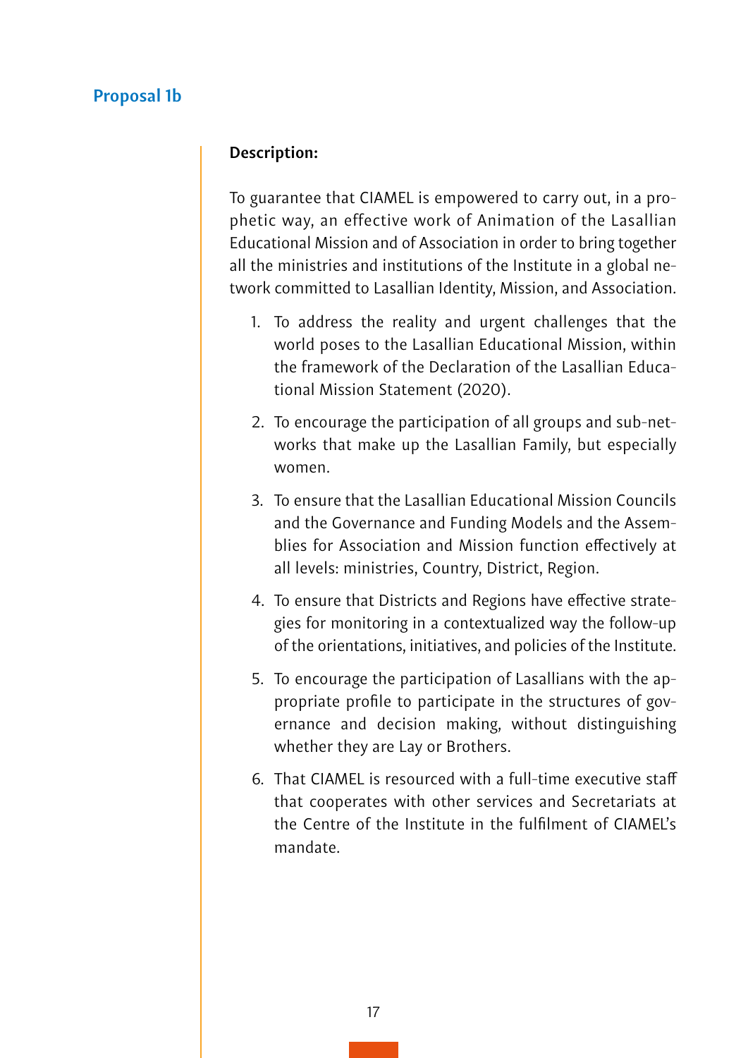## Proposal 1b

**Description:**

To guarantee that CIAMEL is empowered to carry out, in a prophetic way, an effective work of Animation of the Lasallian Educational Mission and of Association in order to bring together all the ministries and institutions of the Institute in a global network committed to Lasallian Identity, Mission, and Association.

1. To address the reality and urgent challenges that the world poses to the Lasallian Educational Mission, within the framework of the Declaration of the Lasallian Educational Mission Statement (2020).
2. To encourage the participation of all groups and sub-networks that make up the Lasallian Family, but especially women.
3. To ensure that the Lasallian Educational Mission Councils and the Governance and Funding Models and the Assemblies for Association and Mission function effectively at all levels: ministries, Country, District, Region.
4. To ensure that Districts and Regions have effective strategies for monitoring in a contextualized way the follow-up of the orientations, initiatives, and policies of the Institute.
5. To encourage the participation of Lasallians with the appropriate profile to participate in the structures of governance and decision making, without distinguishing whether they are Lay or Brothers.
6. That CIAMEL is resourced with a full-time executive staff that cooperates with other services and Secretariats at the Centre of the Institute in the fulfilment of CIAMEL's mandate.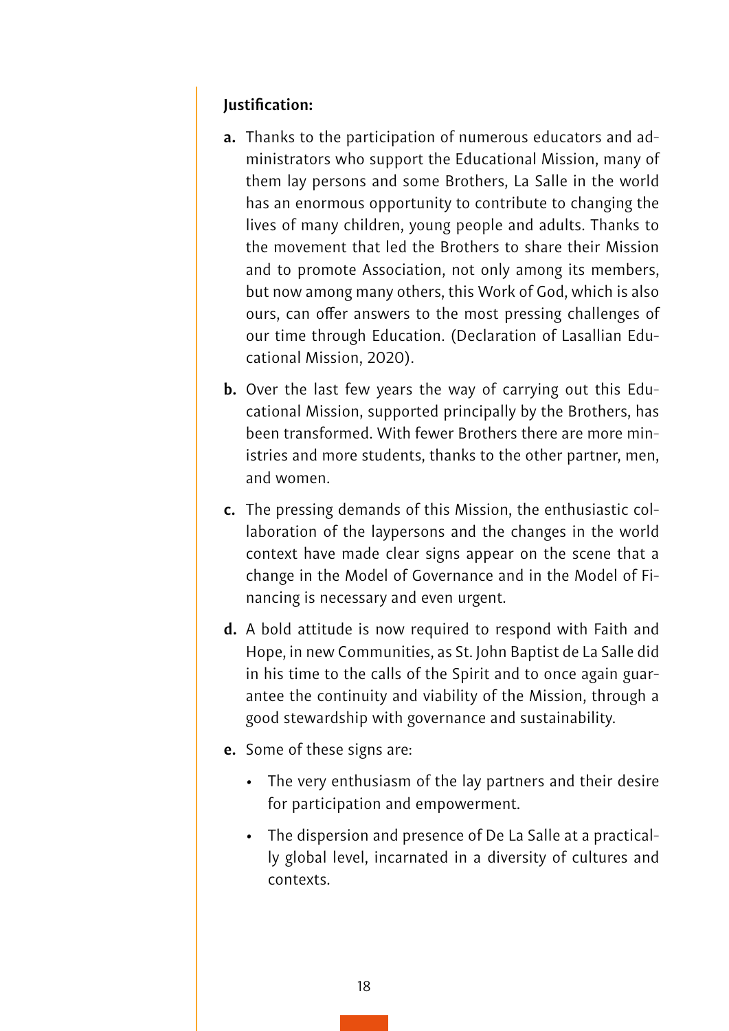**Justification:**

**a.** Thanks to the participation of numerous educators and administrators who support the Educational Mission, many of them lay persons and some Brothers, La Salle in the world has an enormous opportunity to contribute to changing the lives of many children, young people and adults. Thanks to the movement that led the Brothers to share their Mission and to promote Association, not only among its members, but now among many others, this Work of God, which is also ours, can offer answers to the most pressing challenges of our time through Education. (Declaration of Lasallian Educational Mission, 2020).

**b.** Over the last few years the way of carrying out this Educational Mission, supported principally by the Brothers, has been transformed. With fewer Brothers there are more ministries and more students, thanks to the other partner, men, and women.

**c.** The pressing demands of this Mission, the enthusiastic collaboration of the laypersons and the changes in the world context have made clear signs appear on the scene that a change in the Model of Governance and in the Model of Financing is necessary and even urgent.

**d.** A bold attitude is now required to respond with Faith and Hope, in new Communities, as St. John Baptist de La Salle did in his time to the calls of the Spirit and to once again guarantee the continuity and viability of the Mission, through a good stewardship with governance and sustainability.

**e.** Some of these signs are:

- The very enthusiasm of the lay partners and their desire for participation and empowerment.
- The dispersion and presence of De La Salle at a practically global level, incarnated in a diversity of cultures and contexts.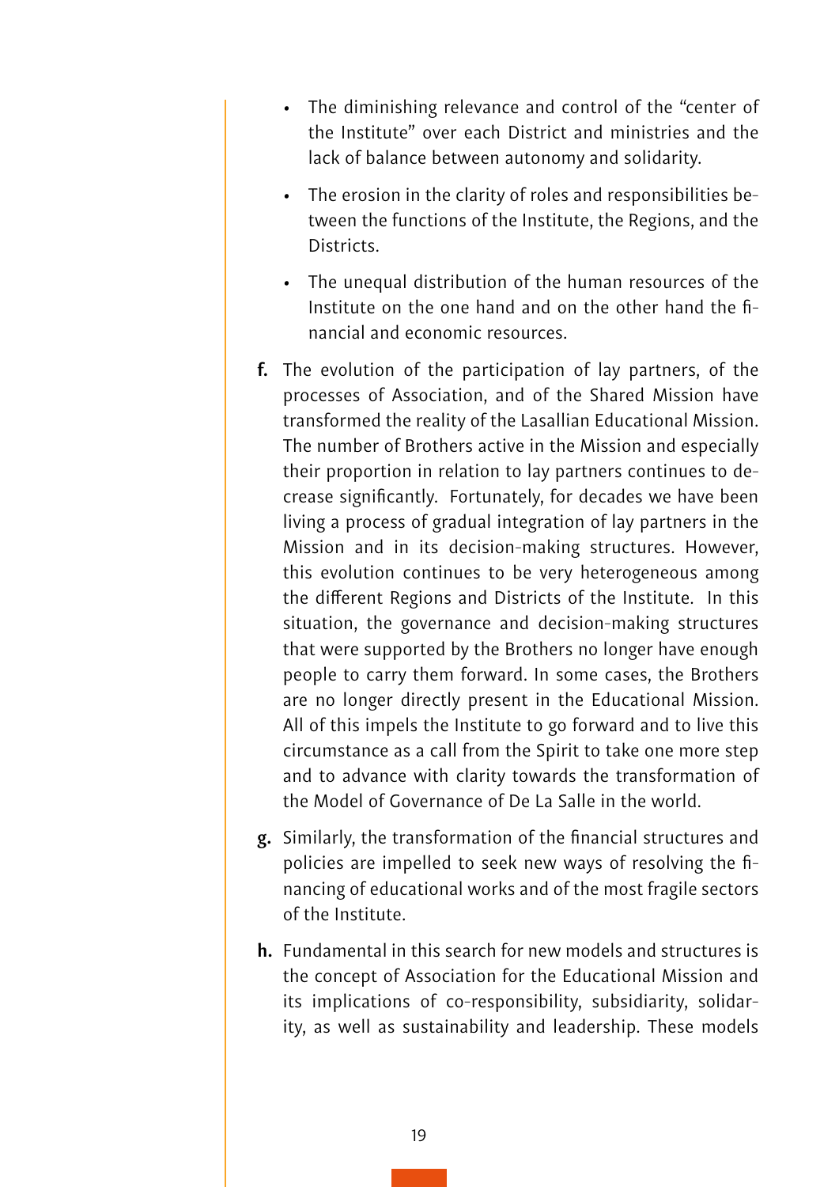- The diminishing relevance and control of the "center of the Institute" over each District and ministries and the lack of balance between autonomy and solidarity.
- The erosion in the clarity of roles and responsibilities between the functions of the Institute, the Regions, and the Districts.
- The unequal distribution of the human resources of the Institute on the one hand and on the other hand the financial and economic resources.

**f.** The evolution of the participation of lay partners, of the processes of Association, and of the Shared Mission have transformed the reality of the Lasallian Educational Mission. The number of Brothers active in the Mission and especially their proportion in relation to lay partners continues to decrease significantly. Fortunately, for decades we have been living a process of gradual integration of lay partners in the Mission and in its decision-making structures. However, this evolution continues to be very heterogeneous among the different Regions and Districts of the Institute. In this situation, the governance and decision-making structures that were supported by the Brothers no longer have enough people to carry them forward. In some cases, the Brothers are no longer directly present in the Educational Mission. All of this impels the Institute to go forward and to live this circumstance as a call from the Spirit to take one more step and to advance with clarity towards the transformation of the Model of Governance of De La Salle in the world.

**g.** Similarly, the transformation of the financial structures and policies are impelled to seek new ways of resolving the financing of educational works and of the most fragile sectors of the Institute.

**h.** Fundamental in this search for new models and structures is the concept of Association for the Educational Mission and its implications of co-responsibility, subsidiarity, solidarity, as well as sustainability and leadership. These models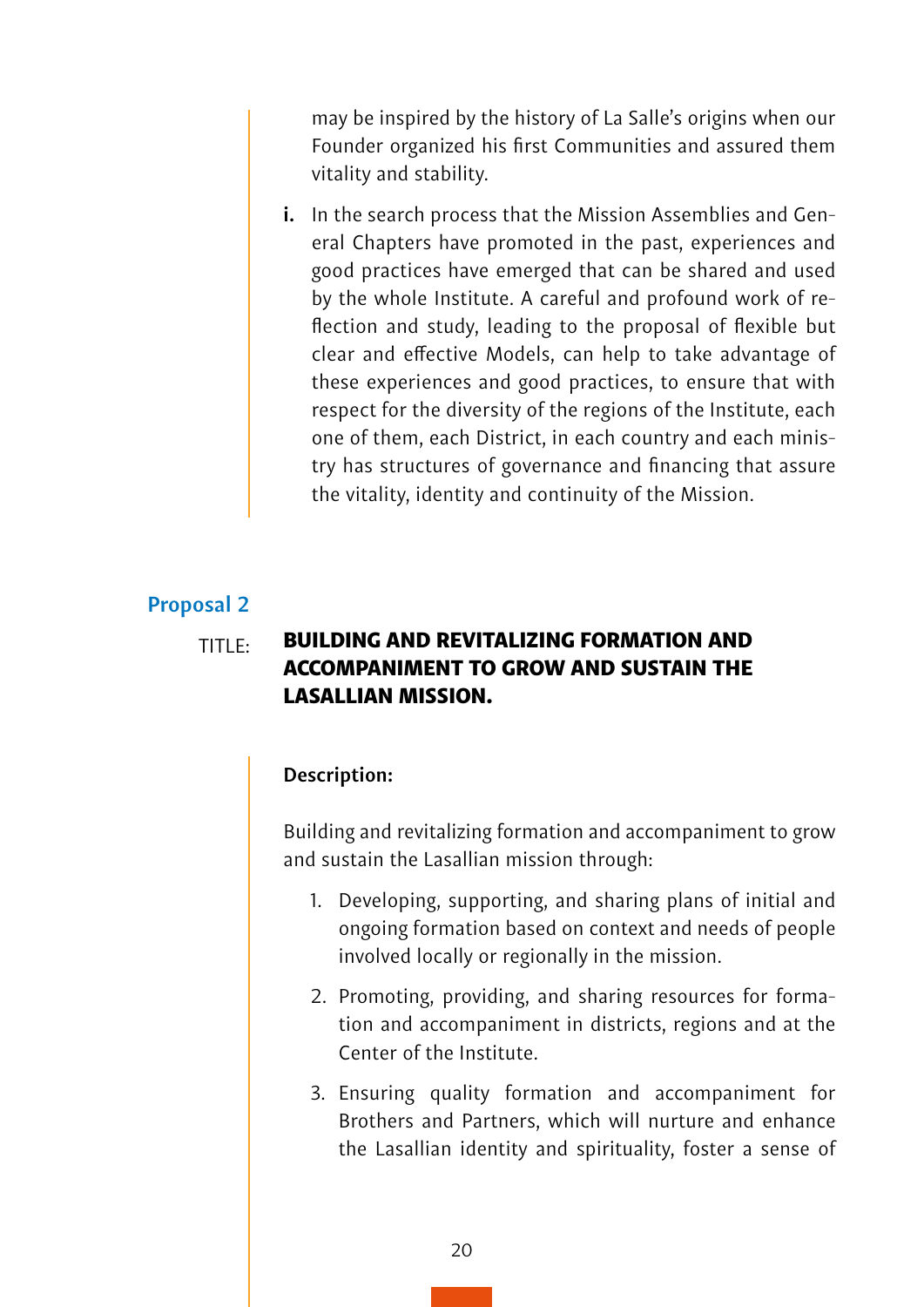may be inspired by the history of La Salle's origins when our Founder organized his first Communities and assured them vitality and stability.

**i.** In the search process that the Mission Assemblies and General Chapters have promoted in the past, experiences and good practices have emerged that can be shared and used by the whole Institute. A careful and profound work of reflection and study, leading to the proposal of flexible but clear and effective Models, can help to take advantage of these experiences and good practices, to ensure that with respect for the diversity of the regions of the Institute, each one of them, each District, in each country and each ministry has structures of governance and financing that assure the vitality, identity and continuity of the Mission.

## Proposal 2

TITLE: **BUILDING AND REVITALIZING FORMATION AND ACCOMPANIMENT TO GROW AND SUSTAIN THE LASALLIAN MISSION.**

**Description:**

Building and revitalizing formation and accompaniment to grow and sustain the Lasallian mission through:

1. Developing, supporting, and sharing plans of initial and ongoing formation based on context and needs of people involved locally or regionally in the mission.
2. Promoting, providing, and sharing resources for formation and accompaniment in districts, regions and at the Center of the Institute.
3. Ensuring quality formation and accompaniment for Brothers and Partners, which will nurture and enhance the Lasallian identity and spirituality, foster a sense of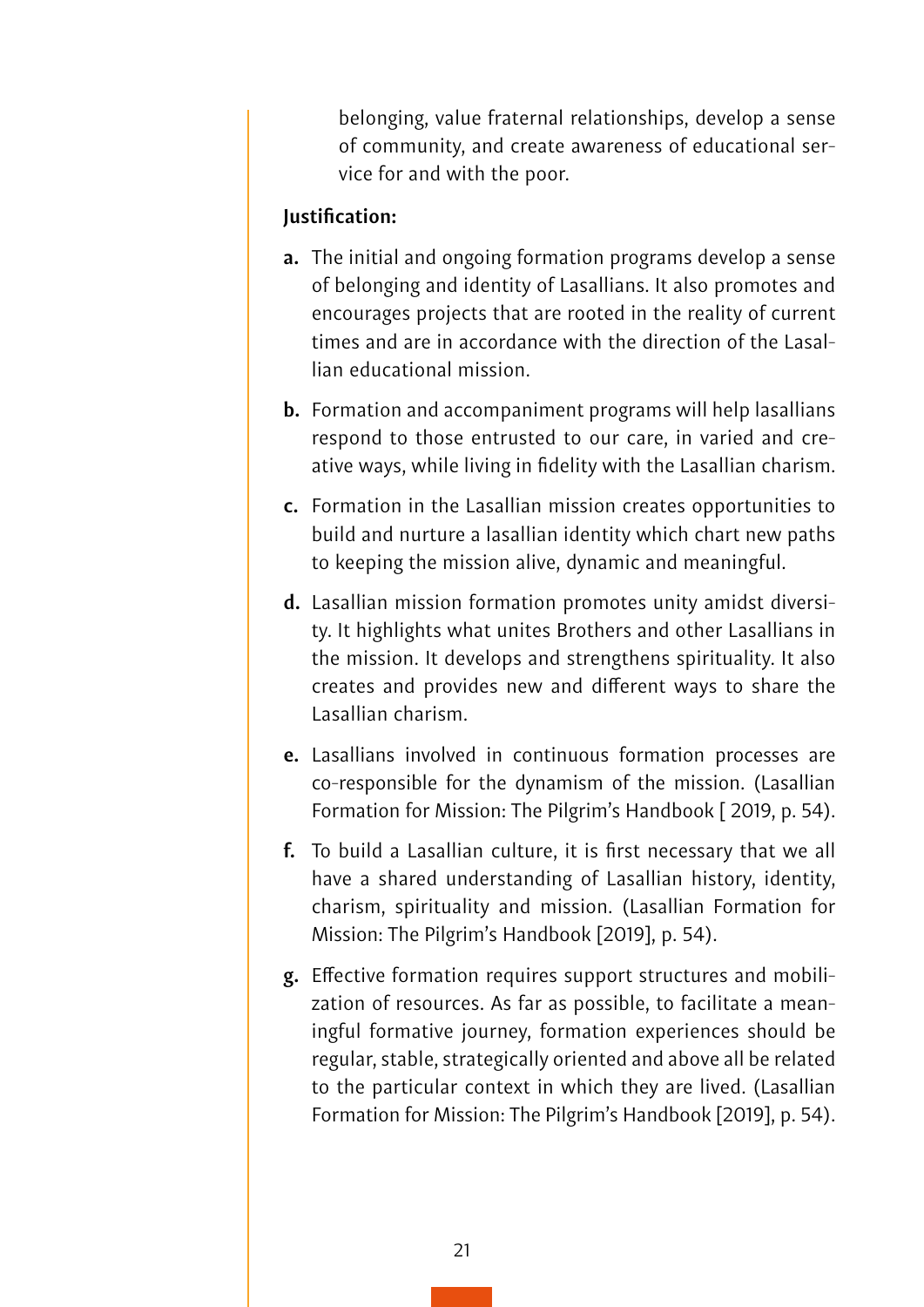belonging, value fraternal relationships, develop a sense of community, and create awareness of educational service for and with the poor.

**Justification:**

**a.** The initial and ongoing formation programs develop a sense of belonging and identity of Lasallians. It also promotes and encourages projects that are rooted in the reality of current times and are in accordance with the direction of the Lasallian educational mission.

**b.** Formation and accompaniment programs will help lasallians respond to those entrusted to our care, in varied and creative ways, while living in fidelity with the Lasallian charism.

**c.** Formation in the Lasallian mission creates opportunities to build and nurture a lasallian identity which chart new paths to keeping the mission alive, dynamic and meaningful.

**d.** Lasallian mission formation promotes unity amidst diversity. It highlights what unites Brothers and other Lasallians in the mission. It develops and strengthens spirituality. It also creates and provides new and different ways to share the Lasallian charism.

**e.** Lasallians involved in continuous formation processes are co-responsible for the dynamism of the mission. (Lasallian Formation for Mission: The Pilgrim's Handbook [ 2019, p. 54).

**f.** To build a Lasallian culture, it is first necessary that we all have a shared understanding of Lasallian history, identity, charism, spirituality and mission. (Lasallian Formation for Mission: The Pilgrim's Handbook [2019], p. 54).

**g.** Effective formation requires support structures and mobilization of resources. As far as possible, to facilitate a meaningful formative journey, formation experiences should be regular, stable, strategically oriented and above all be related to the particular context in which they are lived. (Lasallian Formation for Mission: The Pilgrim's Handbook [2019], p. 54).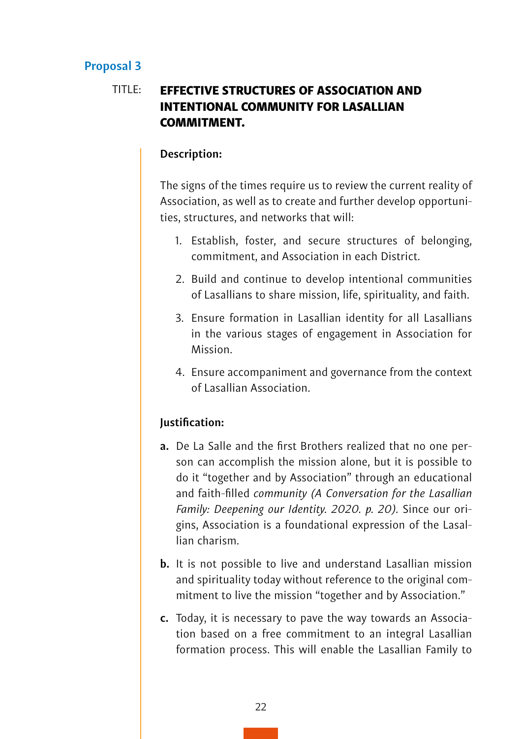## Proposal 3

TITLE: **EFFECTIVE STRUCTURES OF ASSOCIATION AND INTENTIONAL COMMUNITY FOR LASALLIAN COMMITMENT.**

**Description:**

The signs of the times require us to review the current reality of Association, as well as to create and further develop opportunities, structures, and networks that will:

1. Establish, foster, and secure structures of belonging, commitment, and Association in each District.
2. Build and continue to develop intentional communities of Lasallians to share mission, life, spirituality, and faith.
3. Ensure formation in Lasallian identity for all Lasallians in the various stages of engagement in Association for Mission.
4. Ensure accompaniment and governance from the context of Lasallian Association.

**Justification:**

**a.** De La Salle and the first Brothers realized that no one person can accomplish the mission alone, but it is possible to do it "together and by Association" through an educational and faith-filled *community (A Conversation for the Lasallian Family: Deepening our Identity. 2020. p. 20).* Since our origins, Association is a foundational expression of the Lasallian charism.

**b.** It is not possible to live and understand Lasallian mission and spirituality today without reference to the original commitment to live the mission "together and by Association."

**c.** Today, it is necessary to pave the way towards an Association based on a free commitment to an integral Lasallian formation process. This will enable the Lasallian Family to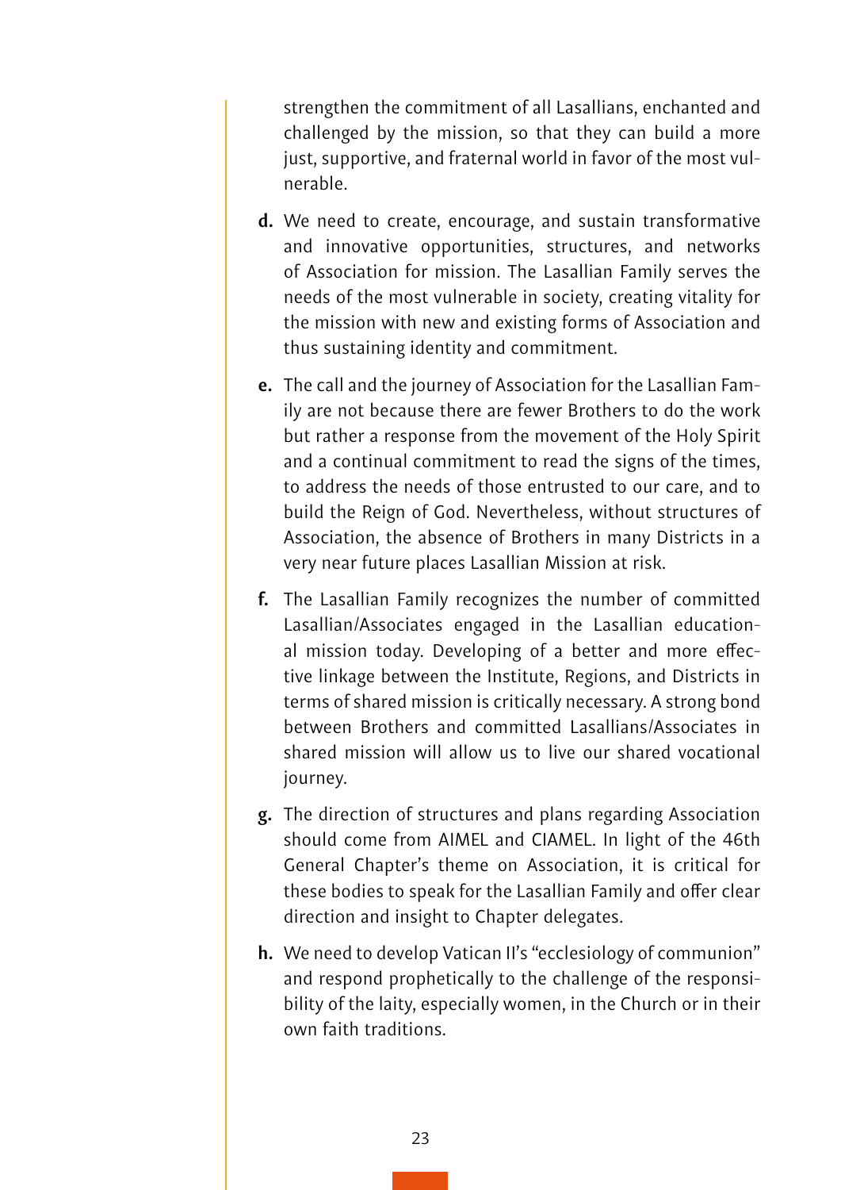strengthen the commitment of all Lasallians, enchanted and challenged by the mission, so that they can build a more just, supportive, and fraternal world in favor of the most vulnerable.

**d.** We need to create, encourage, and sustain transformative and innovative opportunities, structures, and networks of Association for mission. The Lasallian Family serves the needs of the most vulnerable in society, creating vitality for the mission with new and existing forms of Association and thus sustaining identity and commitment.

**e.** The call and the journey of Association for the Lasallian Family are not because there are fewer Brothers to do the work but rather a response from the movement of the Holy Spirit and a continual commitment to read the signs of the times, to address the needs of those entrusted to our care, and to build the Reign of God. Nevertheless, without structures of Association, the absence of Brothers in many Districts in a very near future places Lasallian Mission at risk.

**f.** The Lasallian Family recognizes the number of committed Lasallian/Associates engaged in the Lasallian educational mission today. Developing of a better and more effective linkage between the Institute, Regions, and Districts in terms of shared mission is critically necessary. A strong bond between Brothers and committed Lasallians/Associates in shared mission will allow us to live our shared vocational journey.

**g.** The direction of structures and plans regarding Association should come from AIMEL and CIAMEL. In light of the 46th General Chapter's theme on Association, it is critical for these bodies to speak for the Lasallian Family and offer clear direction and insight to Chapter delegates.

**h.** We need to develop Vatican II's "ecclesiology of communion" and respond prophetically to the challenge of the responsibility of the laity, especially women, in the Church or in their own faith traditions.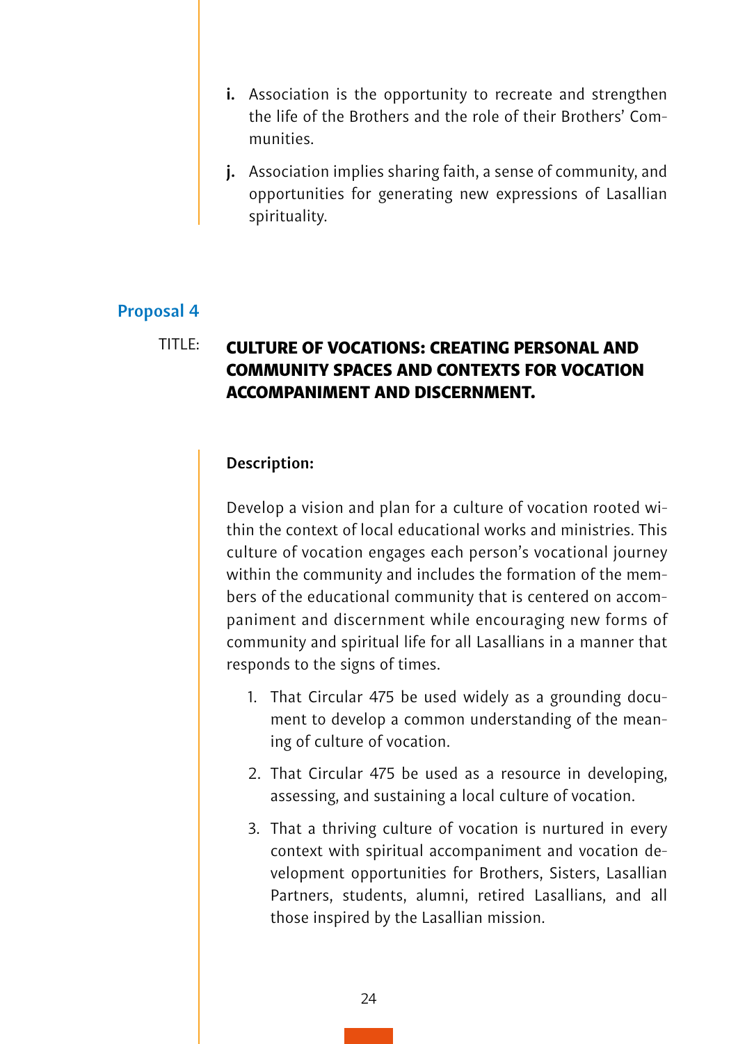**i.** Association is the opportunity to recreate and strengthen the life of the Brothers and the role of their Brothers' Communities.

**j.** Association implies sharing faith, a sense of community, and opportunities for generating new expressions of Lasallian spirituality.

## Proposal 4

TITLE: **CULTURE OF VOCATIONS: CREATING PERSONAL AND COMMUNITY SPACES AND CONTEXTS FOR VOCATION ACCOMPANIMENT AND DISCERNMENT.**

**Description:**

Develop a vision and plan for a culture of vocation rooted within the context of local educational works and ministries. This culture of vocation engages each person's vocational journey within the community and includes the formation of the members of the educational community that is centered on accompaniment and discernment while encouraging new forms of community and spiritual life for all Lasallians in a manner that responds to the signs of times.

1. That Circular 475 be used widely as a grounding document to develop a common understanding of the meaning of culture of vocation.
2. That Circular 475 be used as a resource in developing, assessing, and sustaining a local culture of vocation.
3. That a thriving culture of vocation is nurtured in every context with spiritual accompaniment and vocation development opportunities for Brothers, Sisters, Lasallian Partners, students, alumni, retired Lasallians, and all those inspired by the Lasallian mission.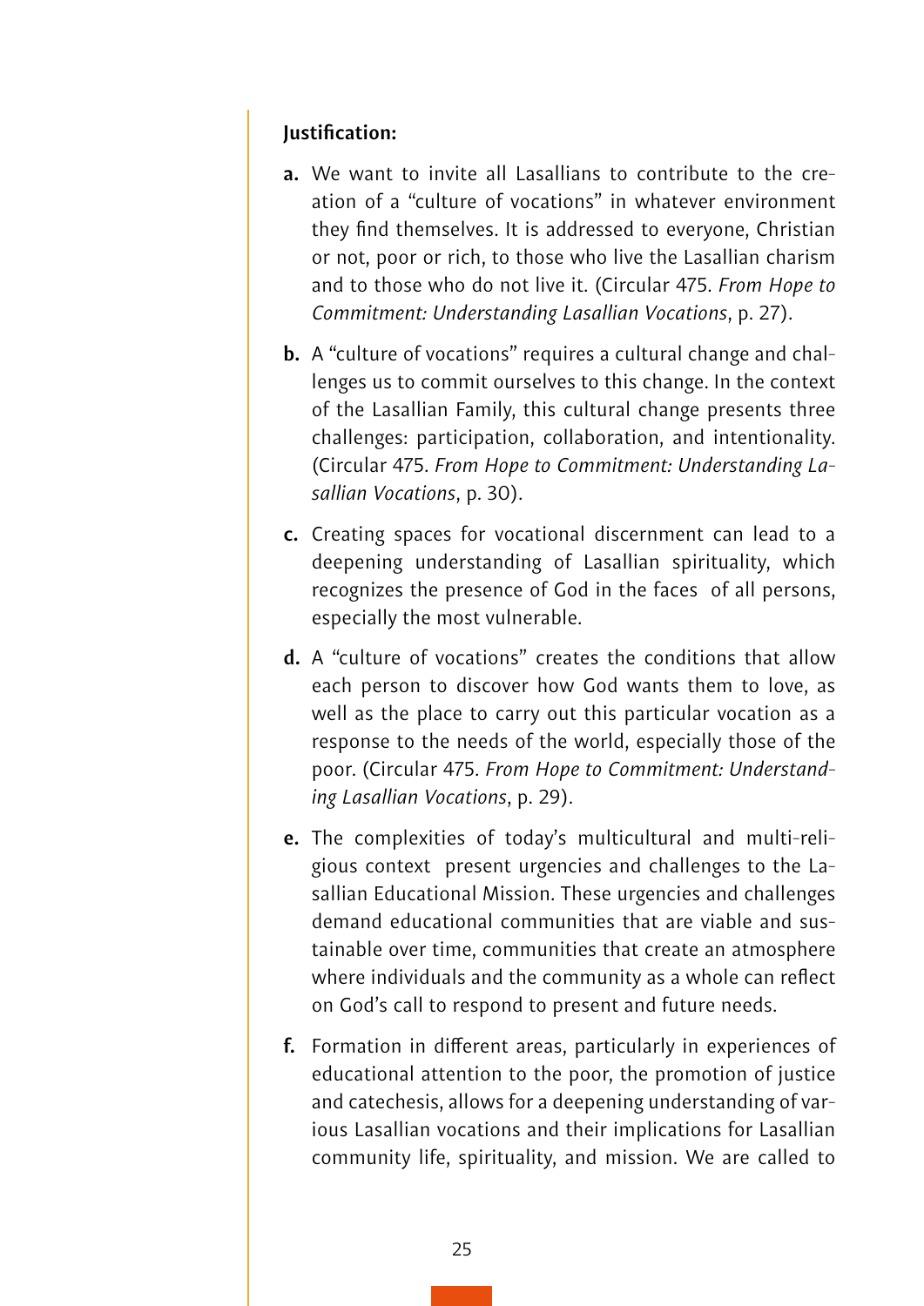**Justification:**

**a.** We want to invite all Lasallians to contribute to the creation of a "culture of vocations" in whatever environment they find themselves. It is addressed to everyone, Christian or not, poor or rich, to those who live the Lasallian charism and to those who do not live it. (Circular 475. *From Hope to Commitment: Understanding Lasallian Vocations*, p. 27).

**b.** A "culture of vocations" requires a cultural change and challenges us to commit ourselves to this change. In the context of the Lasallian Family, this cultural change presents three challenges: participation, collaboration, and intentionality. (Circular 475. *From Hope to Commitment: Understanding Lasallian Vocations*, p. 30).

**c.** Creating spaces for vocational discernment can lead to a deepening understanding of Lasallian spirituality, which recognizes the presence of God in the faces of all persons, especially the most vulnerable.

**d.** A "culture of vocations" creates the conditions that allow each person to discover how God wants them to love, as well as the place to carry out this particular vocation as a response to the needs of the world, especially those of the poor. (Circular 475. *From Hope to Commitment: Understanding Lasallian Vocations*, p. 29).

**e.** The complexities of today's multicultural and multi-religious context present urgencies and challenges to the Lasallian Educational Mission. These urgencies and challenges demand educational communities that are viable and sustainable over time, communities that create an atmosphere where individuals and the community as a whole can reflect on God's call to respond to present and future needs.

**f.** Formation in different areas, particularly in experiences of educational attention to the poor, the promotion of justice and catechesis, allows for a deepening understanding of various Lasallian vocations and their implications for Lasallian community life, spirituality, and mission. We are called to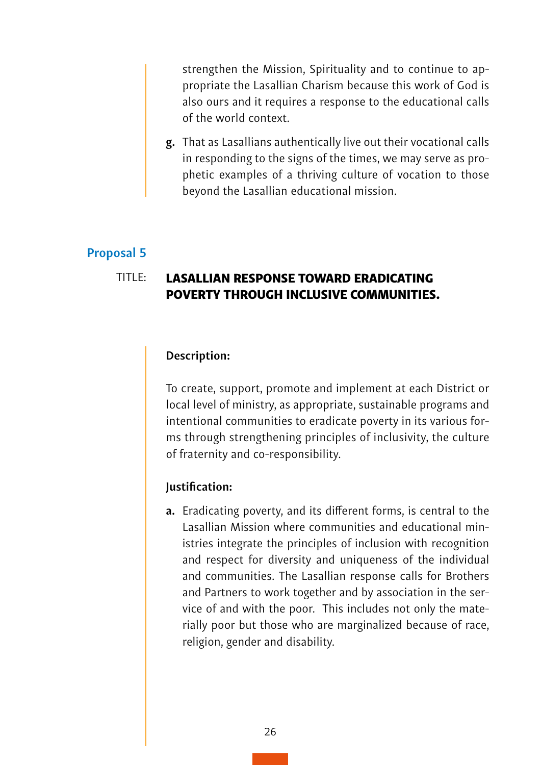strengthen the Mission, Spirituality and to continue to appropriate the Lasallian Charism because this work of God is also ours and it requires a response to the educational calls of the world context.

**g.** That as Lasallians authentically live out their vocational calls in responding to the signs of the times, we may serve as prophetic examples of a thriving culture of vocation to those beyond the Lasallian educational mission.

## Proposal 5

TITLE: **LASALLIAN RESPONSE TOWARD ERADICATING POVERTY THROUGH INCLUSIVE COMMUNITIES.**

**Description:**

To create, support, promote and implement at each District or local level of ministry, as appropriate, sustainable programs and intentional communities to eradicate poverty in its various forms through strengthening principles of inclusivity, the culture of fraternity and co-responsibility.

**Justification:**

**a.** Eradicating poverty, and its different forms, is central to the Lasallian Mission where communities and educational ministries integrate the principles of inclusion with recognition and respect for diversity and uniqueness of the individual and communities. The Lasallian response calls for Brothers and Partners to work together and by association in the service of and with the poor. This includes not only the materially poor but those who are marginalized because of race, religion, gender and disability.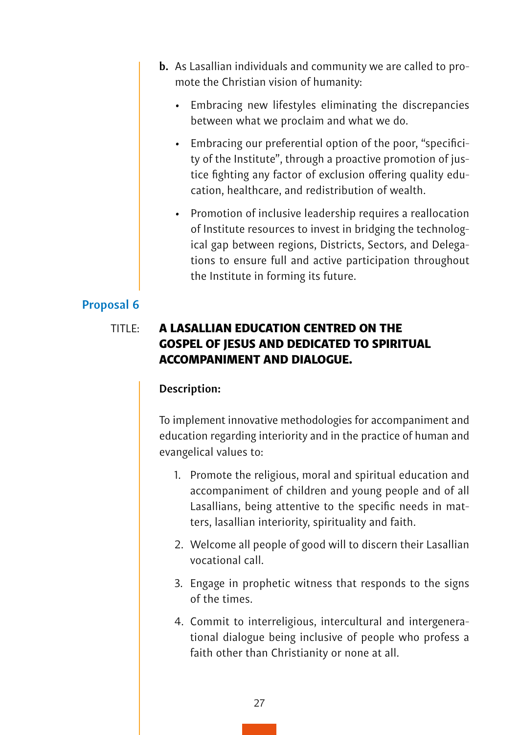**b.** As Lasallian individuals and community we are called to promote the Christian vision of humanity:

- Embracing new lifestyles eliminating the discrepancies between what we proclaim and what we do.
- Embracing our preferential option of the poor, "specificity of the Institute", through a proactive promotion of justice fighting any factor of exclusion offering quality education, healthcare, and redistribution of wealth.
- Promotion of inclusive leadership requires a reallocation of Institute resources to invest in bridging the technological gap between regions, Districts, Sectors, and Delegations to ensure full and active participation throughout the Institute in forming its future.

## Proposal 6

TITLE: **A LASALLIAN EDUCATION CENTRED ON THE GOSPEL OF JESUS AND DEDICATED TO SPIRITUAL ACCOMPANIMENT AND DIALOGUE.**

**Description:**

To implement innovative methodologies for accompaniment and education regarding interiority and in the practice of human and evangelical values to:

1. Promote the religious, moral and spiritual education and accompaniment of children and young people and of all Lasallians, being attentive to the specific needs in matters, lasallian interiority, spirituality and faith.
2. Welcome all people of good will to discern their Lasallian vocational call.
3. Engage in prophetic witness that responds to the signs of the times.
4. Commit to interreligious, intercultural and intergenerational dialogue being inclusive of people who profess a faith other than Christianity or none at all.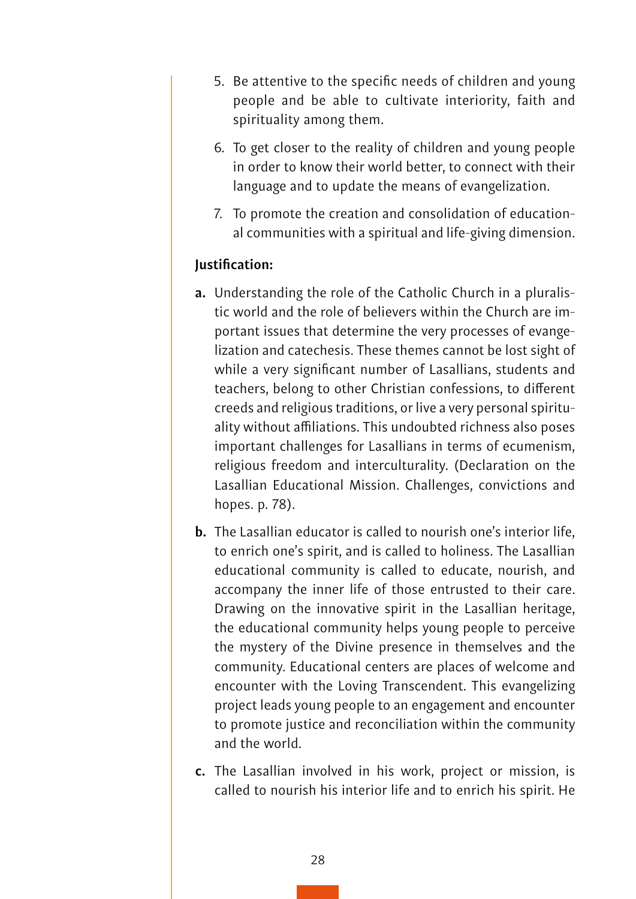5. Be attentive to the specific needs of children and young people and be able to cultivate interiority, faith and spirituality among them.

6. To get closer to the reality of children and young people in order to know their world better, to connect with their language and to update the means of evangelization.

7. To promote the creation and consolidation of educational communities with a spiritual and life-giving dimension.

**Justification:**

**a.** Understanding the role of the Catholic Church in a pluralistic world and the role of believers within the Church are important issues that determine the very processes of evangelization and catechesis. These themes cannot be lost sight of while a very significant number of Lasallians, students and teachers, belong to other Christian confessions, to different creeds and religious traditions, or live a very personal spirituality without affiliations. This undoubted richness also poses important challenges for Lasallians in terms of ecumenism, religious freedom and interculturality. (Declaration on the Lasallian Educational Mission. Challenges, convictions and hopes. p. 78).

**b.** The Lasallian educator is called to nourish one's interior life, to enrich one's spirit, and is called to holiness. The Lasallian educational community is called to educate, nourish, and accompany the inner life of those entrusted to their care. Drawing on the innovative spirit in the Lasallian heritage, the educational community helps young people to perceive the mystery of the Divine presence in themselves and the community. Educational centers are places of welcome and encounter with the Loving Transcendent. This evangelizing project leads young people to an engagement and encounter to promote justice and reconciliation within the community and the world.

**c.** The Lasallian involved in his work, project or mission, is called to nourish his interior life and to enrich his spirit. He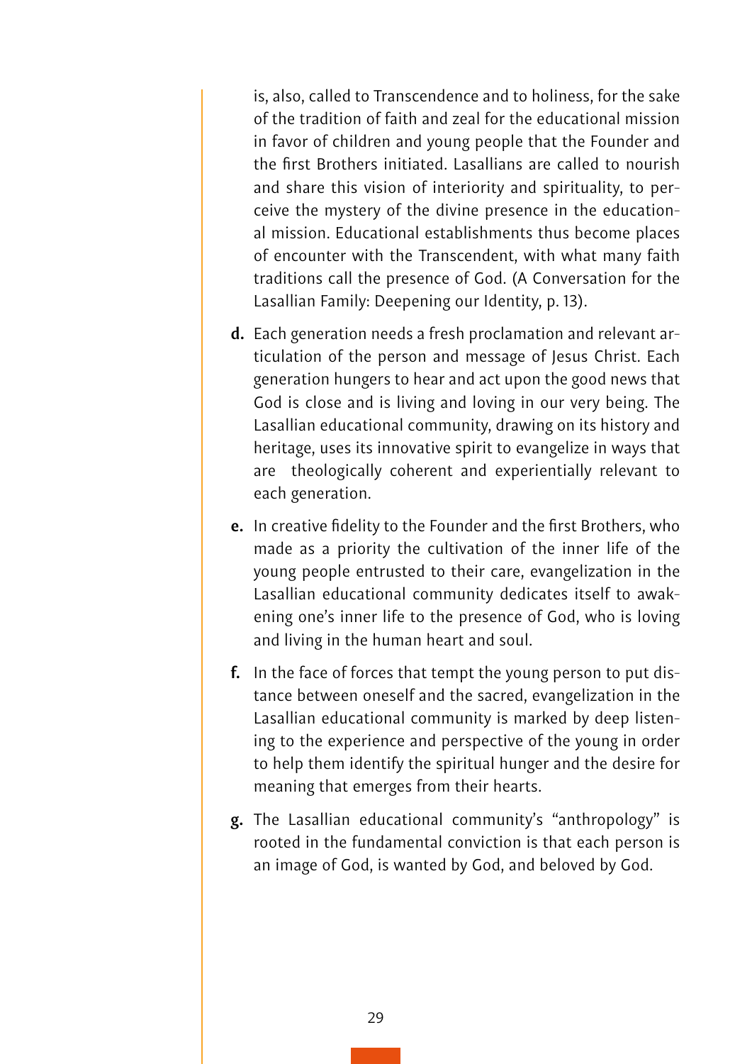is, also, called to Transcendence and to holiness, for the sake of the tradition of faith and zeal for the educational mission in favor of children and young people that the Founder and the first Brothers initiated. Lasallians are called to nourish and share this vision of interiority and spirituality, to perceive the mystery of the divine presence in the educational mission. Educational establishments thus become places of encounter with the Transcendent, with what many faith traditions call the presence of God. (A Conversation for the Lasallian Family: Deepening our Identity, p. 13).

**d.** Each generation needs a fresh proclamation and relevant articulation of the person and message of Jesus Christ. Each generation hungers to hear and act upon the good news that God is close and is living and loving in our very being. The Lasallian educational community, drawing on its history and heritage, uses its innovative spirit to evangelize in ways that are theologically coherent and experientially relevant to each generation.

**e.** In creative fidelity to the Founder and the first Brothers, who made as a priority the cultivation of the inner life of the young people entrusted to their care, evangelization in the Lasallian educational community dedicates itself to awakening one's inner life to the presence of God, who is loving and living in the human heart and soul.

**f.** In the face of forces that tempt the young person to put distance between oneself and the sacred, evangelization in the Lasallian educational community is marked by deep listening to the experience and perspective of the young in order to help them identify the spiritual hunger and the desire for meaning that emerges from their hearts.

**g.** The Lasallian educational community's "anthropology" is rooted in the fundamental conviction is that each person is an image of God, is wanted by God, and beloved by God.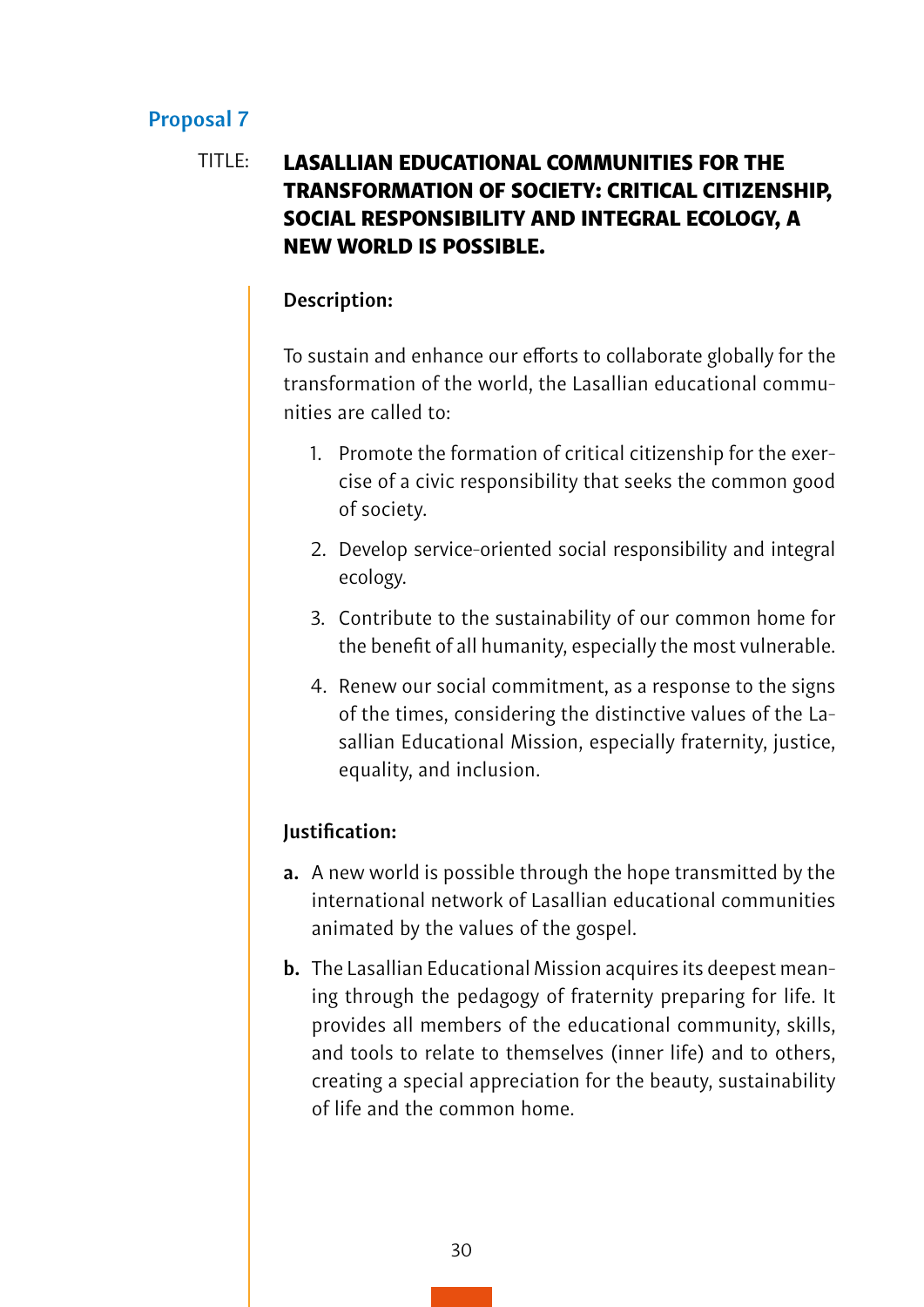## Proposal 7

TITLE: **LASALLIAN EDUCATIONAL COMMUNITIES FOR THE TRANSFORMATION OF SOCIETY: CRITICAL CITIZENSHIP, SOCIAL RESPONSIBILITY AND INTEGRAL ECOLOGY, A NEW WORLD IS POSSIBLE.**

**Description:**

To sustain and enhance our efforts to collaborate globally for the transformation of the world, the Lasallian educational communities are called to:

1. Promote the formation of critical citizenship for the exercise of a civic responsibility that seeks the common good of society.
2. Develop service-oriented social responsibility and integral ecology.
3. Contribute to the sustainability of our common home for the benefit of all humanity, especially the most vulnerable.
4. Renew our social commitment, as a response to the signs of the times, considering the distinctive values of the Lasallian Educational Mission, especially fraternity, justice, equality, and inclusion.

**Justification:**

**a.** A new world is possible through the hope transmitted by the international network of Lasallian educational communities animated by the values of the gospel.

**b.** The Lasallian Educational Mission acquires its deepest meaning through the pedagogy of fraternity preparing for life. It provides all members of the educational community, skills, and tools to relate to themselves (inner life) and to others, creating a special appreciation for the beauty, sustainability of life and the common home.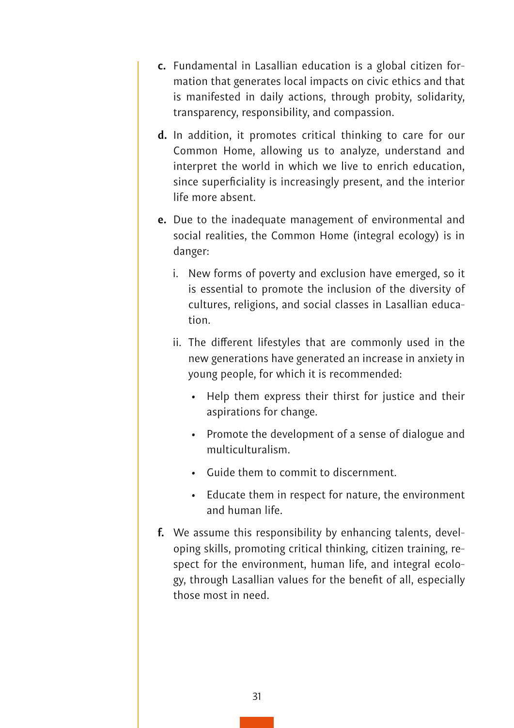**c.** Fundamental in Lasallian education is a global citizen formation that generates local impacts on civic ethics and that is manifested in daily actions, through probity, solidarity, transparency, responsibility, and compassion.

**d.** In addition, it promotes critical thinking to care for our Common Home, allowing us to analyze, understand and interpret the world in which we live to enrich education, since superficiality is increasingly present, and the interior life more absent.

**e.** Due to the inadequate management of environmental and social realities, the Common Home (integral ecology) is in danger:

  i. New forms of poverty and exclusion have emerged, so it is essential to promote the inclusion of the diversity of cultures, religions, and social classes in Lasallian education.

  ii. The different lifestyles that are commonly used in the new generations have generated an increase in anxiety in young people, for which it is recommended:

  - Help them express their thirst for justice and their aspirations for change.
  - Promote the development of a sense of dialogue and multiculturalism.
  - Guide them to commit to discernment.
  - Educate them in respect for nature, the environment and human life.

**f.** We assume this responsibility by enhancing talents, developing skills, promoting critical thinking, citizen training, respect for the environment, human life, and integral ecology, through Lasallian values for the benefit of all, especially those most in need.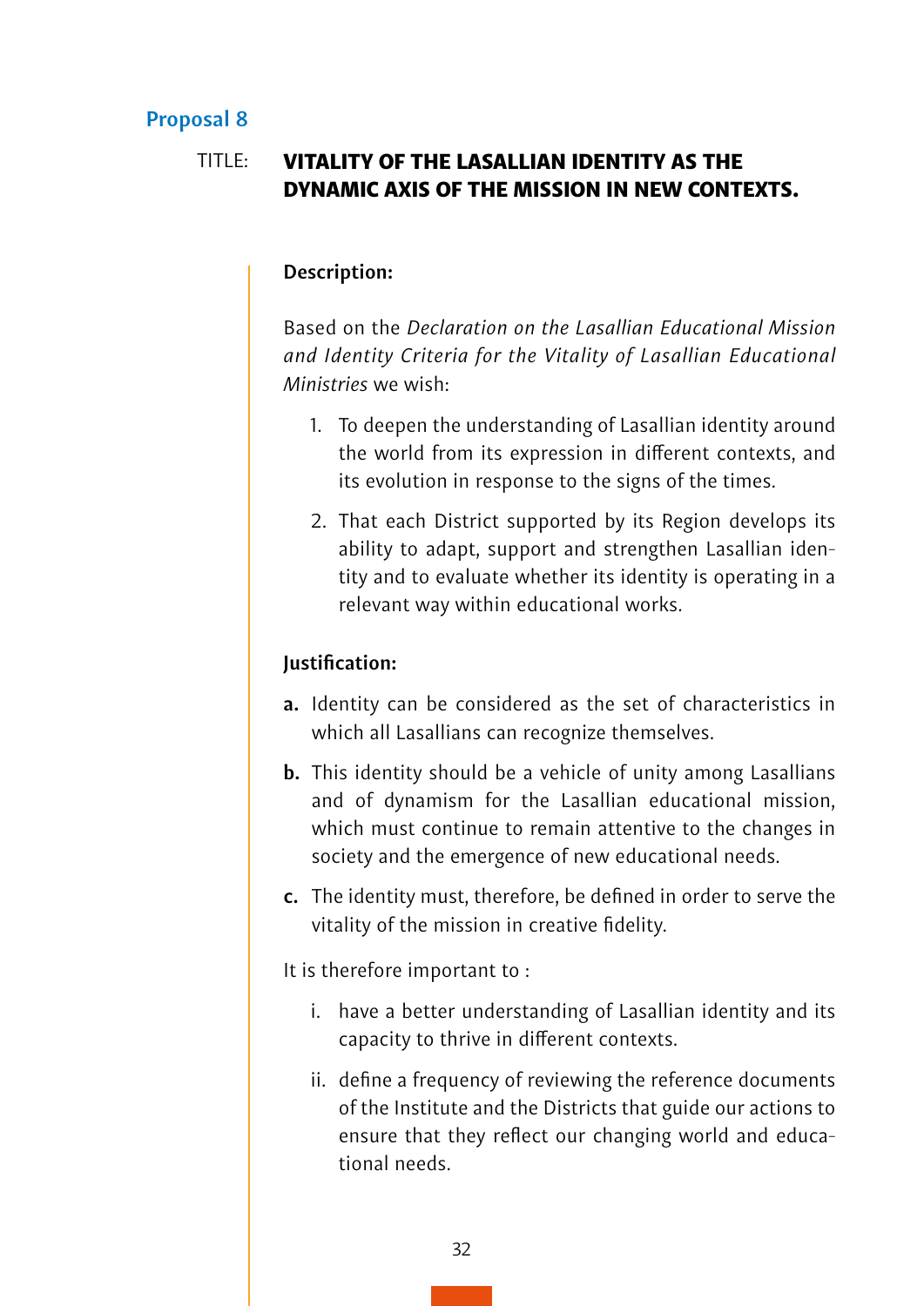## Proposal 8

TITLE: **VITALITY OF THE LASALLIAN IDENTITY AS THE DYNAMIC AXIS OF THE MISSION IN NEW CONTEXTS.**

**Description:**

Based on the *Declaration on the Lasallian Educational Mission and Identity Criteria for the Vitality of Lasallian Educational Ministries* we wish:

1. To deepen the understanding of Lasallian identity around the world from its expression in different contexts, and its evolution in response to the signs of the times.
2. That each District supported by its Region develops its ability to adapt, support and strengthen Lasallian identity and to evaluate whether its identity is operating in a relevant way within educational works.

**Justification:**

**a.** Identity can be considered as the set of characteristics in which all Lasallians can recognize themselves.

**b.** This identity should be a vehicle of unity among Lasallians and of dynamism for the Lasallian educational mission, which must continue to remain attentive to the changes in society and the emergence of new educational needs.

**c.** The identity must, therefore, be defined in order to serve the vitality of the mission in creative fidelity.

It is therefore important to :

i. have a better understanding of Lasallian identity and its capacity to thrive in different contexts.

ii. define a frequency of reviewing the reference documents of the Institute and the Districts that guide our actions to ensure that they reflect our changing world and educational needs.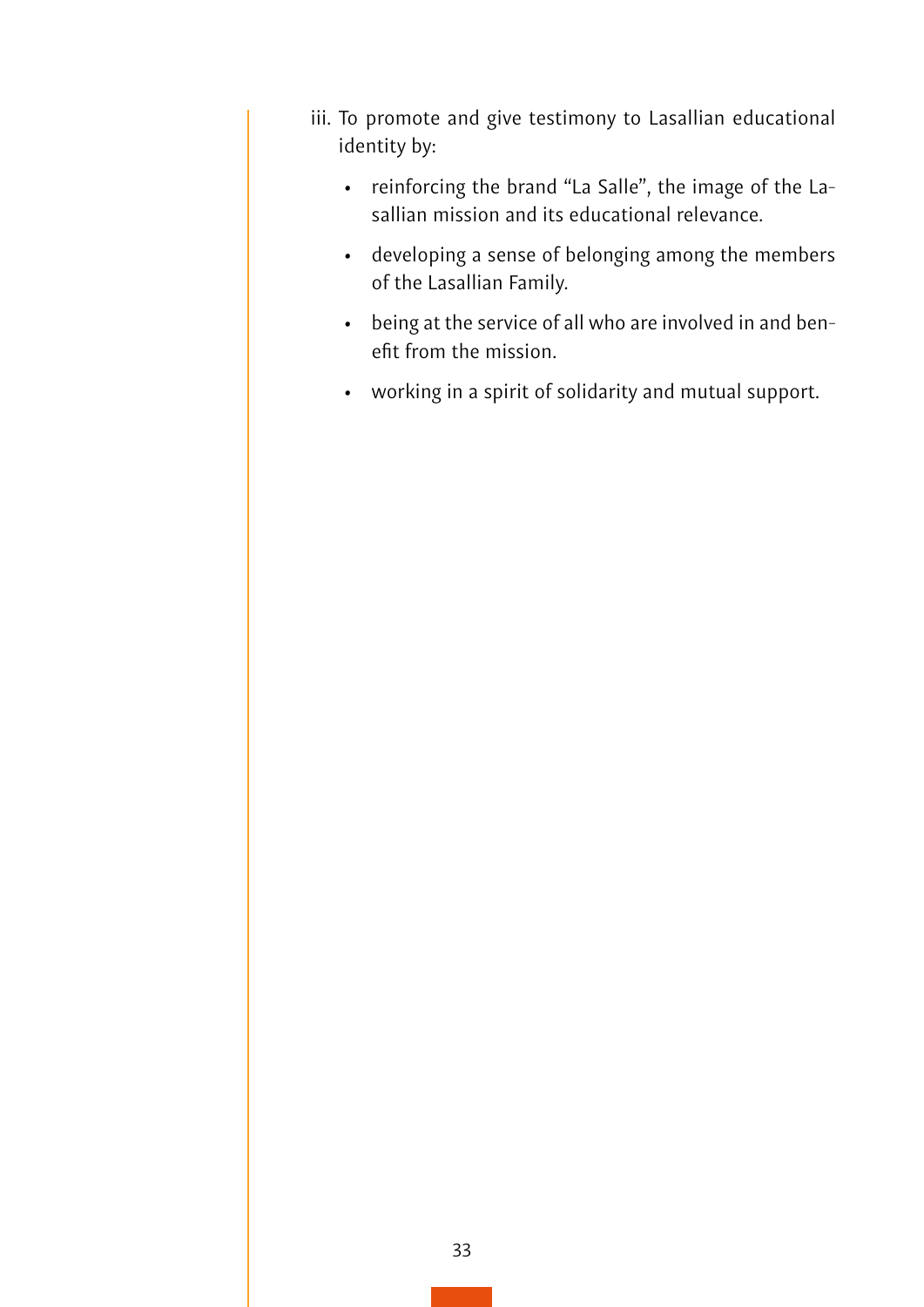iii. To promote and give testimony to Lasallian educational identity by:

- reinforcing the brand "La Salle", the image of the Lasallian mission and its educational relevance.
- developing a sense of belonging among the members of the Lasallian Family.
- being at the service of all who are involved in and benefit from the mission.
- working in a spirit of solidarity and mutual support.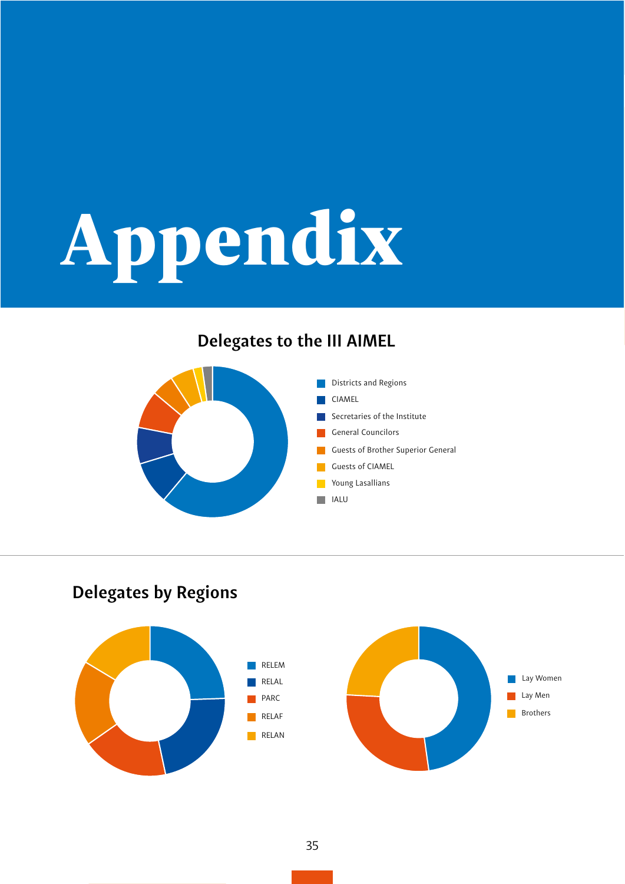# Appendix

## Delegates to the III AIMEL

- Districts and Regions
- CIAMEL
- Secretaries of the Institute
- General Councilors
- Guests of Brother Superior General
- Guests of CIAMEL
- Young Lasallians
- IALU

## Delegates by Regions

- RELEM
- RELAL
- PARC
- RELAF
- RELAN

- Lay Women
- Lay Men
- Brothers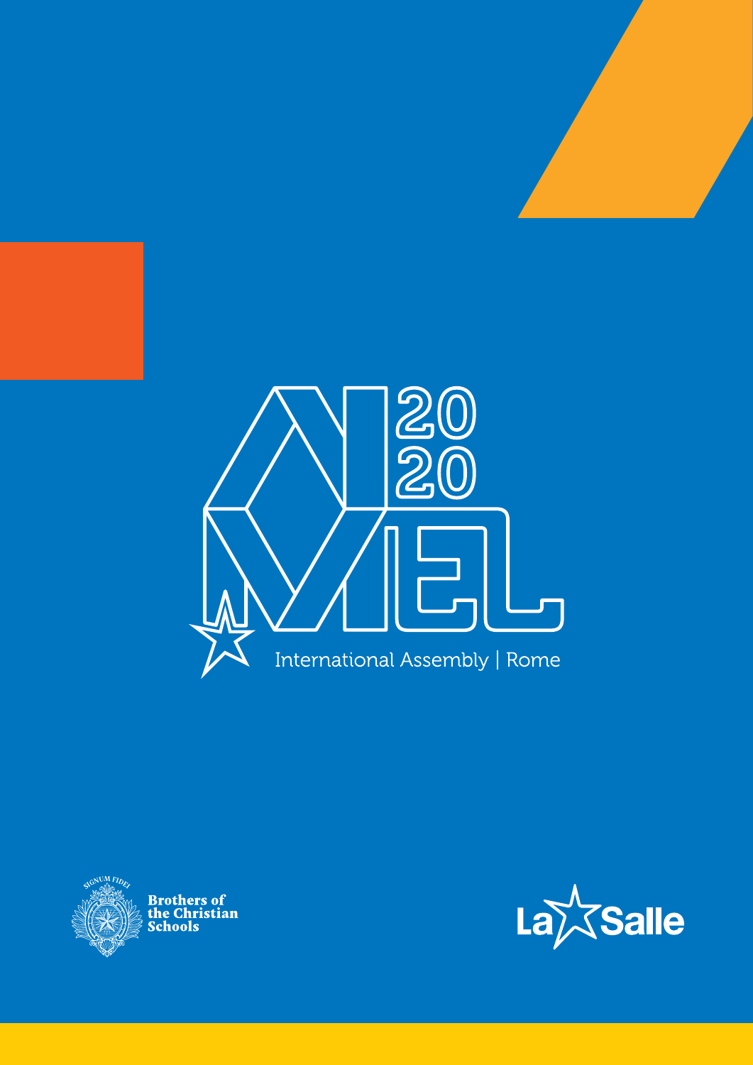2020

MEL

International Assembly | Rome

SIGNUM FIDEI

Brothers of the Christian Schools

La Salle